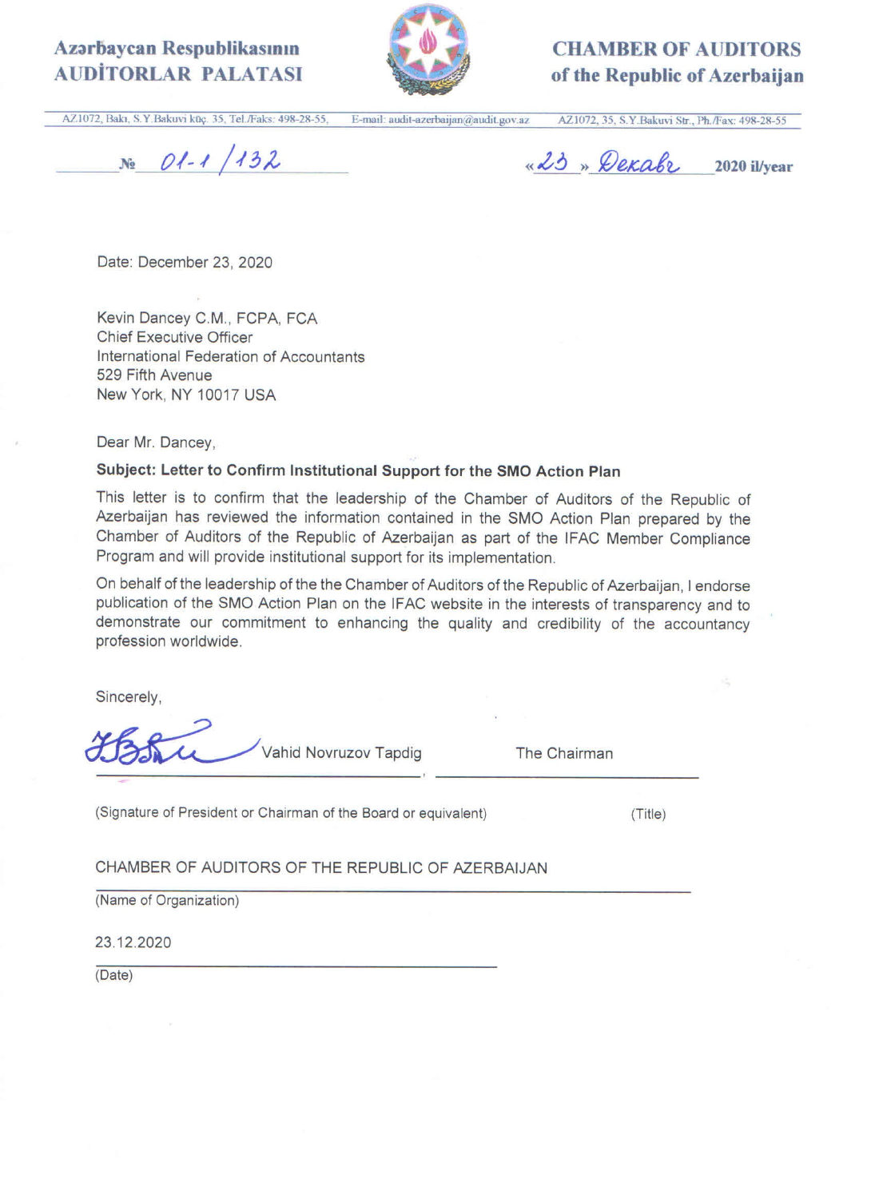**Azərbaycan Respublikasının AUDİTORLAR PALATASI**

**CHAMBER OF AUDITORS of the Republic of Azerbaijan**

AZ1072, Bakı, S.Y.Bakuvi küç. 35, Tel./Faks: 498-28-55, E-mail: audit-azerbaijan@audit.gov.az AZ1072, 35, S.Y.Bakuvi Str., Ph./Fax: 498-28-55

№ 01-1/132 «23» Dekabr 2020 il/year

Date: December 23, 2020

Kevin Dancey C.M., FCPA, FCA
Chief Executive Officer
International Federation of Accountants
529 Fifth Avenue
New York, NY 10017 USA

Dear Mr. Dancey,

**Subject: Letter to Confirm Institutional Support for the SMO Action Plan**

This letter is to confirm that the leadership of the Chamber of Auditors of the Republic of Azerbaijan has reviewed the information contained in the SMO Action Plan prepared by the Chamber of Auditors of the Republic of Azerbaijan as part of the IFAC Member Compliance Program and will provide institutional support for its implementation.

On behalf of the leadership of the the Chamber of Auditors of the Republic of Azerbaijan, I endorse publication of the SMO Action Plan on the IFAC website in the interests of transparency and to demonstrate our commitment to enhancing the quality and credibility of the accountancy profession worldwide.

Sincerely,

Vahid Novruzov Tapdig — The Chairman

(Signature of President or Chairman of the Board or equivalent) (Title)

CHAMBER OF AUDITORS OF THE REPUBLIC OF AZERBAIJAN

(Name of Organization)

23.12.2020

(Date)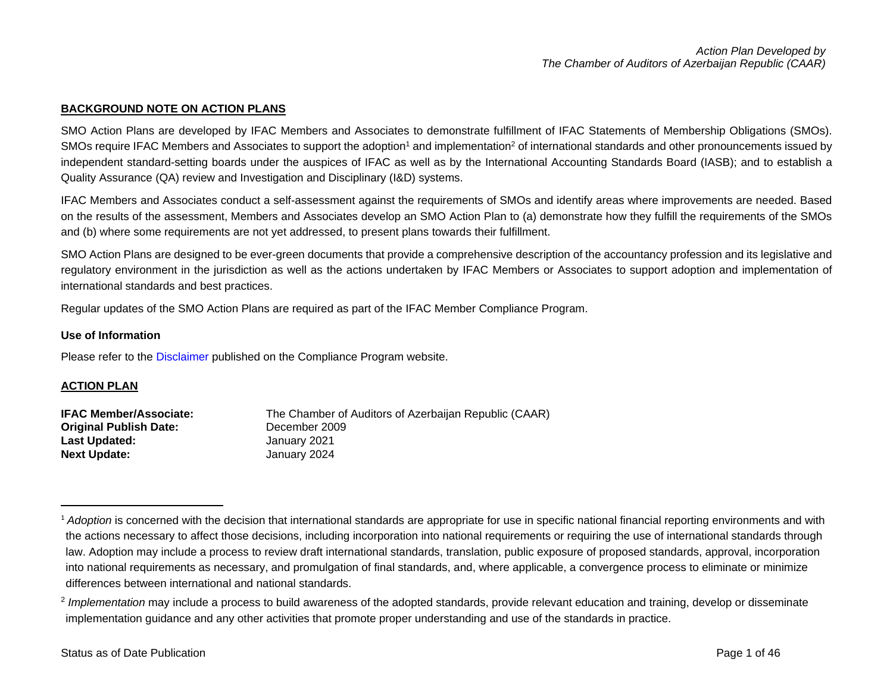## BACKGROUND NOTE ON ACTION PLANS

SMO Action Plans are developed by IFAC Members and Associates to demonstrate fulfillment of IFAC Statements of Membership Obligations (SMOs). SMOs require IFAC Members and Associates to support the adoption[1] and implementation[2] of international standards and other pronouncements issued by independent standard-setting boards under the auspices of IFAC as well as by the International Accounting Standards Board (IASB); and to establish a Quality Assurance (QA) review and Investigation and Disciplinary (I&D) systems.

IFAC Members and Associates conduct a self-assessment against the requirements of SMOs and identify areas where improvements are needed. Based on the results of the assessment, Members and Associates develop an SMO Action Plan to (a) demonstrate how they fulfill the requirements of the SMOs and (b) where some requirements are not yet addressed, to present plans towards their fulfillment.

SMO Action Plans are designed to be ever-green documents that provide a comprehensive description of the accountancy profession and its legislative and regulatory environment in the jurisdiction as well as the actions undertaken by IFAC Members or Associates to support adoption and implementation of international standards and best practices.

Regular updates of the SMO Action Plans are required as part of the IFAC Member Compliance Program.

### Use of Information

Please refer to the Disclaimer published on the Compliance Program website.

## ACTION PLAN

**IFAC Member/Associate:** The Chamber of Auditors of Azerbaijan Republic (CAAR)
**Original Publish Date:** December 2009
**Last Updated:** January 2021
**Next Update:** January 2024

---

[1] *Adoption* is concerned with the decision that international standards are appropriate for use in specific national financial reporting environments and with the actions necessary to affect those decisions, including incorporation into national requirements or requiring the use of international standards through law. Adoption may include a process to review draft international standards, translation, public exposure of proposed standards, approval, incorporation into national requirements as necessary, and promulgation of final standards, and, where applicable, a convergence process to eliminate or minimize differences between international and national standards.

[2] *Implementation* may include a process to build awareness of the adopted standards, provide relevant education and training, develop or disseminate implementation guidance and any other activities that promote proper understanding and use of the standards in practice.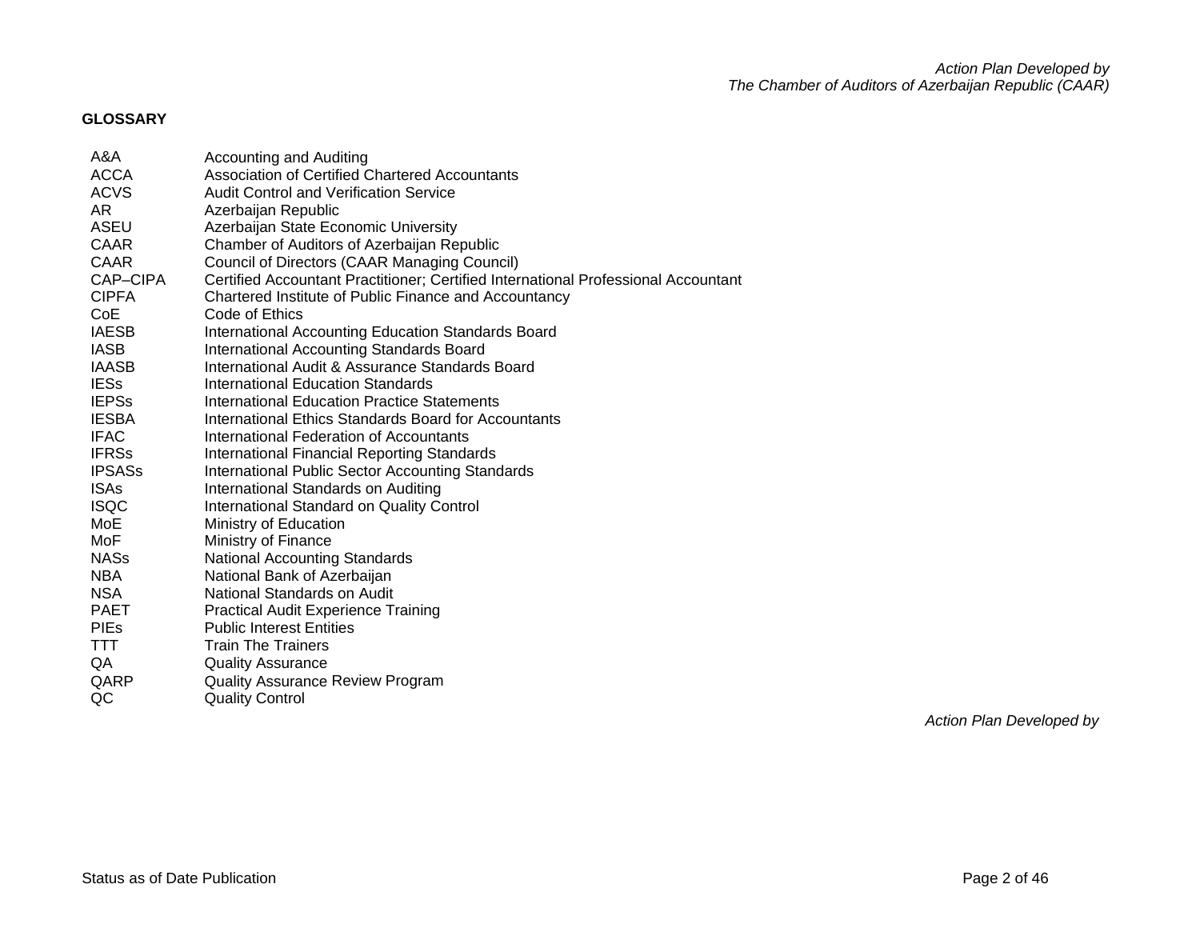## GLOSSARY

| | |
|---|---|
| A&A | Accounting and Auditing |
| ACCA | Association of Certified Chartered Accountants |
| ACVS | Audit Control and Verification Service |
| AR | Azerbaijan Republic |
| ASEU | Azerbaijan State Economic University |
| CAAR | Chamber of Auditors of Azerbaijan Republic |
| CAAR | Council of Directors (CAAR Managing Council) |
| CAP–CIPA | Certified Accountant Practitioner; Certified International Professional Accountant |
| CIPFA | Chartered Institute of Public Finance and Accountancy |
| CoE | Code of Ethics |
| IAESB | International Accounting Education Standards Board |
| IASB | International Accounting Standards Board |
| IAASB | International Audit & Assurance Standards Board |
| IESs | International Education Standards |
| IEPSs | International Education Practice Statements |
| IESBA | International Ethics Standards Board for Accountants |
| IFAC | International Federation of Accountants |
| IFRSs | International Financial Reporting Standards |
| IPSASs | International Public Sector Accounting Standards |
| ISAs | International Standards on Auditing |
| ISQC | International Standard on Quality Control |
| MoE | Ministry of Education |
| MoF | Ministry of Finance |
| NASs | National Accounting Standards |
| NBA | National Bank of Azerbaijan |
| NSA | National Standards on Audit |
| PAET | Practical Audit Experience Training |
| PIEs | Public Interest Entities |
| TTT | Train The Trainers |
| QA | Quality Assurance |
| QARP | Quality Assurance Review Program |
| QC | Quality Control |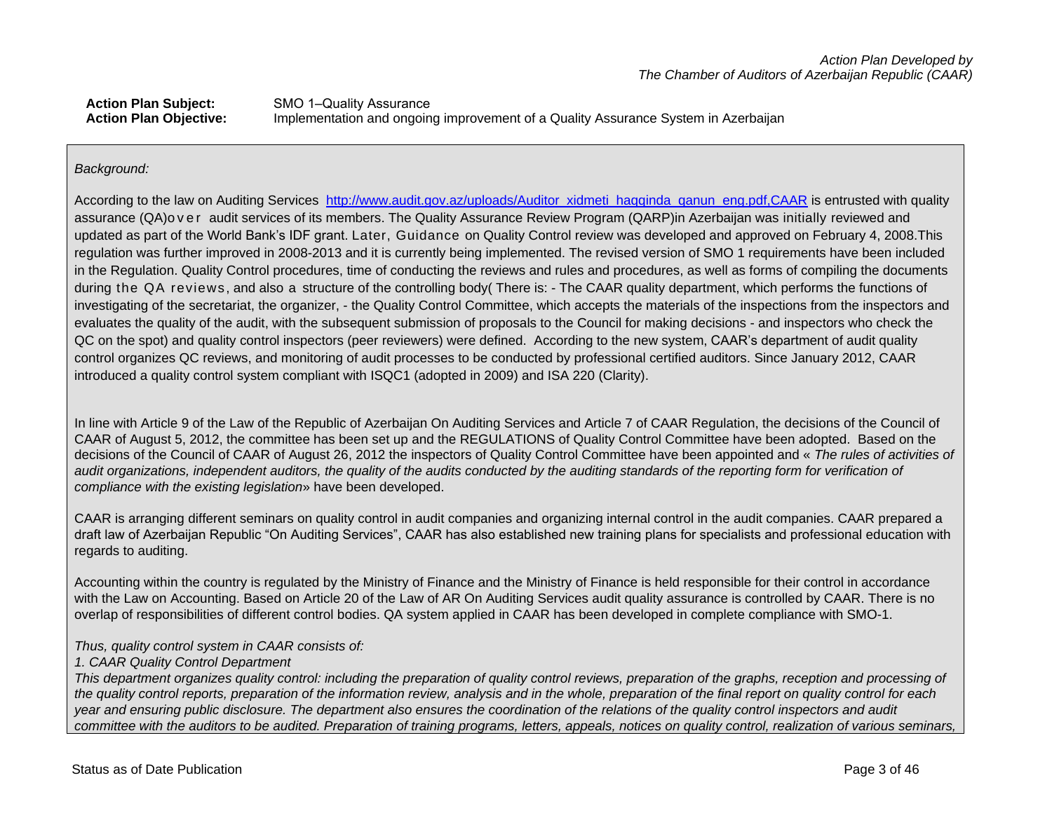*Action Plan Developed by*
*The Chamber of Auditors of Azerbaijan Republic (CAAR)*

**Action Plan Subject:** SMO 1–Quality Assurance
**Action Plan Objective:** Implementation and ongoing improvement of a Quality Assurance System in Azerbaijan

*Background:*

According to the law on Auditing Services [http://www.audit.gov.az/uploads/Auditor_xidmeti_haqqinda_qanun_eng.pdf,CAAR](http://www.audit.gov.az/uploads/Auditor_xidmeti_haqqinda_qanun_eng.pdf) is entrusted with quality assurance (QA)over audit services of its members. The Quality Assurance Review Program (QARP)in Azerbaijan was initially reviewed and updated as part of the World Bank's IDF grant. Later, Guidance on Quality Control review was developed and approved on February 4, 2008.This regulation was further improved in 2008-2013 and it is currently being implemented. The revised version of SMO 1 requirements have been included in the Regulation. Quality Control procedures, time of conducting the reviews and rules and procedures, as well as forms of compiling the documents during the QA reviews, and also a structure of the controlling body( There is: - The CAAR quality department, which performs the functions of investigating of the secretariat, the organizer, - the Quality Control Committee, which accepts the materials of the inspections from the inspectors and evaluates the quality of the audit, with the subsequent submission of proposals to the Council for making decisions - and inspectors who check the QC on the spot) and quality control inspectors (peer reviewers) were defined. According to the new system, CAAR's department of audit quality control organizes QC reviews, and monitoring of audit processes to be conducted by professional certified auditors. Since January 2012, CAAR introduced a quality control system compliant with ISQC1 (adopted in 2009) and ISA 220 (Clarity).

In line with Article 9 of the Law of the Republic of Azerbaijan On Auditing Services and Article 7 of CAAR Regulation, the decisions of the Council of CAAR of August 5, 2012, the committee has been set up and the REGULATIONS of Quality Control Committee have been adopted. Based on the decisions of the Council of CAAR of August 26, 2012 the inspectors of Quality Control Committee have been appointed and « *The rules of activities of audit organizations, independent auditors, the quality of the audits conducted by the auditing standards of the reporting form for verification of compliance with the existing legislation*» have been developed.

CAAR is arranging different seminars on quality control in audit companies and organizing internal control in the audit companies. CAAR prepared a draft law of Azerbaijan Republic "On Auditing Services", CAAR has also established new training plans for specialists and professional education with regards to auditing.

Accounting within the country is regulated by the Ministry of Finance and the Ministry of Finance is held responsible for their control in accordance with the Law on Accounting. Based on Article 20 of the Law of AR On Auditing Services audit quality assurance is controlled by CAAR. There is no overlap of responsibilities of different control bodies. QA system applied in CAAR has been developed in complete compliance with SMO-1.

*Thus, quality control system in CAAR consists of:*

*1. CAAR Quality Control Department*

*This department organizes quality control: including the preparation of quality control reviews, preparation of the graphs, reception and processing of the quality control reports, preparation of the information review, analysis and in the whole, preparation of the final report on quality control for each year and ensuring public disclosure. The department also ensures the coordination of the relations of the quality control inspectors and audit committee with the auditors to be audited. Preparation of training programs, letters, appeals, notices on quality control, realization of various seminars,*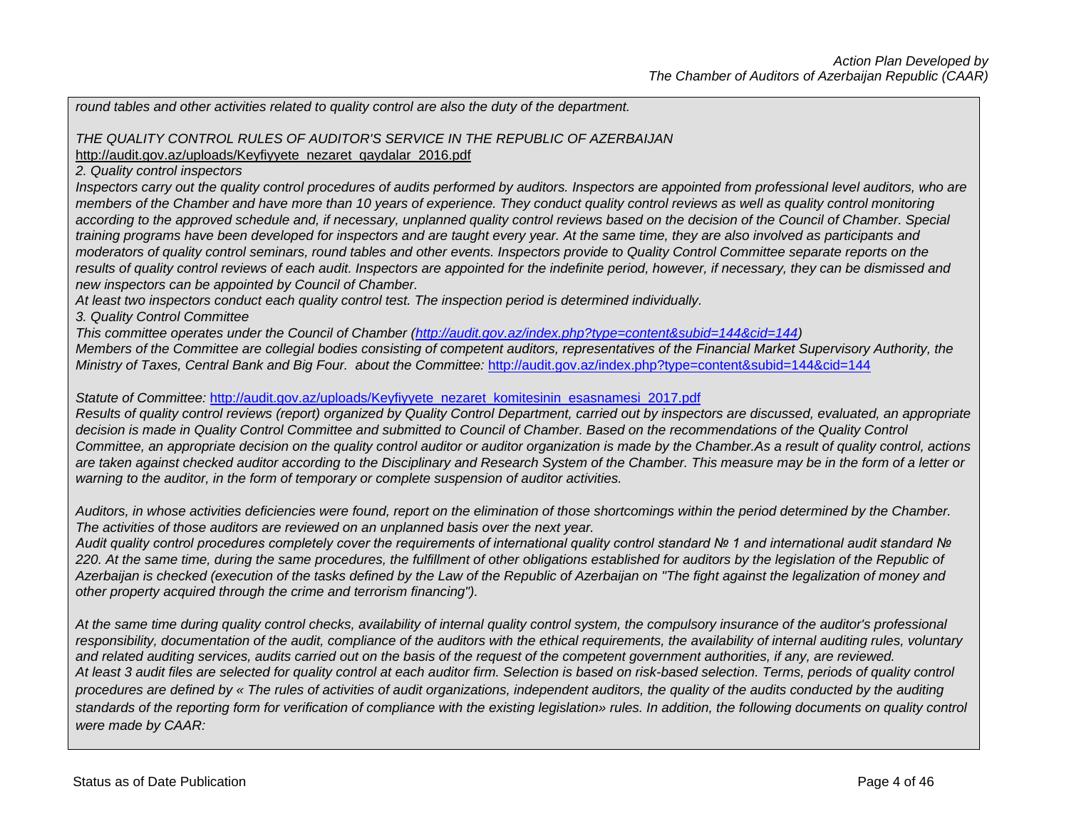*round tables and other activities related to quality control are also the duty of the department.*

*THE QUALITY CONTROL RULES OF AUDITOR'S SERVICE IN THE REPUBLIC OF AZERBAIJAN*
http://audit.gov.az/uploads/Keyfiyyete_nezaret_qaydalar_2016.pdf

*2. Quality control inspectors*

*Inspectors carry out the quality control procedures of audits performed by auditors. Inspectors are appointed from professional level auditors, who are members of the Chamber and have more than 10 years of experience. They conduct quality control reviews as well as quality control monitoring according to the approved schedule and, if necessary, unplanned quality control reviews based on the decision of the Council of Chamber. Special training programs have been developed for inspectors and are taught every year. At the same time, they are also involved as participants and moderators of quality control seminars, round tables and other events. Inspectors provide to Quality Control Committee separate reports on the results of quality control reviews of each audit. Inspectors are appointed for the indefinite period, however, if necessary, they can be dismissed and new inspectors can be appointed by Council of Chamber.*

*At least two inspectors conduct each quality control test. The inspection period is determined individually.*

*3. Quality Control Committee*

*This committee operates under the Council of Chamber (http://audit.gov.az/index.php?type=content&subid=144&cid=144)*

*Members of the Committee are collegial bodies consisting of competent auditors, representatives of the Financial Market Supervisory Authority, the Ministry of Taxes, Central Bank and Big Four. about the Committee:* http://audit.gov.az/index.php?type=content&subid=144&cid=144

*Statute of Committee:* http://audit.gov.az/uploads/Keyfiyyete_nezaret_komitesinin_esasnamesi_2017.pdf

*Results of quality control reviews (report) organized by Quality Control Department, carried out by inspectors are discussed, evaluated, an appropriate decision is made in Quality Control Committee and submitted to Council of Chamber. Based on the recommendations of the Quality Control Committee, an appropriate decision on the quality control auditor or auditor organization is made by the Chamber.As a result of quality control, actions are taken against checked auditor according to the Disciplinary and Research System of the Chamber. This measure may be in the form of a letter or warning to the auditor, in the form of temporary or complete suspension of auditor activities.*

*Auditors, in whose activities deficiencies were found, report on the elimination of those shortcomings within the period determined by the Chamber. The activities of those auditors are reviewed on an unplanned basis over the next year.*

*Audit quality control procedures completely cover the requirements of international quality control standard № 1 and international audit standard № 220. At the same time, during the same procedures, the fulfillment of other obligations established for auditors by the legislation of the Republic of Azerbaijan is checked (execution of the tasks defined by the Law of the Republic of Azerbaijan on "The fight against the legalization of money and other property acquired through the crime and terrorism financing").*

*At the same time during quality control checks, availability of internal quality control system, the compulsory insurance of the auditor's professional responsibility, documentation of the audit, compliance of the auditors with the ethical requirements, the availability of internal auditing rules, voluntary and related auditing services, audits carried out on the basis of the request of the competent government authorities, if any, are reviewed.*

*At least 3 audit files are selected for quality control at each auditor firm. Selection is based on risk-based selection. Terms, periods of quality control procedures are defined by « The rules of activities of audit organizations, independent auditors, the quality of the audits conducted by the auditing standards of the reporting form for verification of compliance with the existing legislation» rules. In addition, the following documents on quality control were made by CAAR:*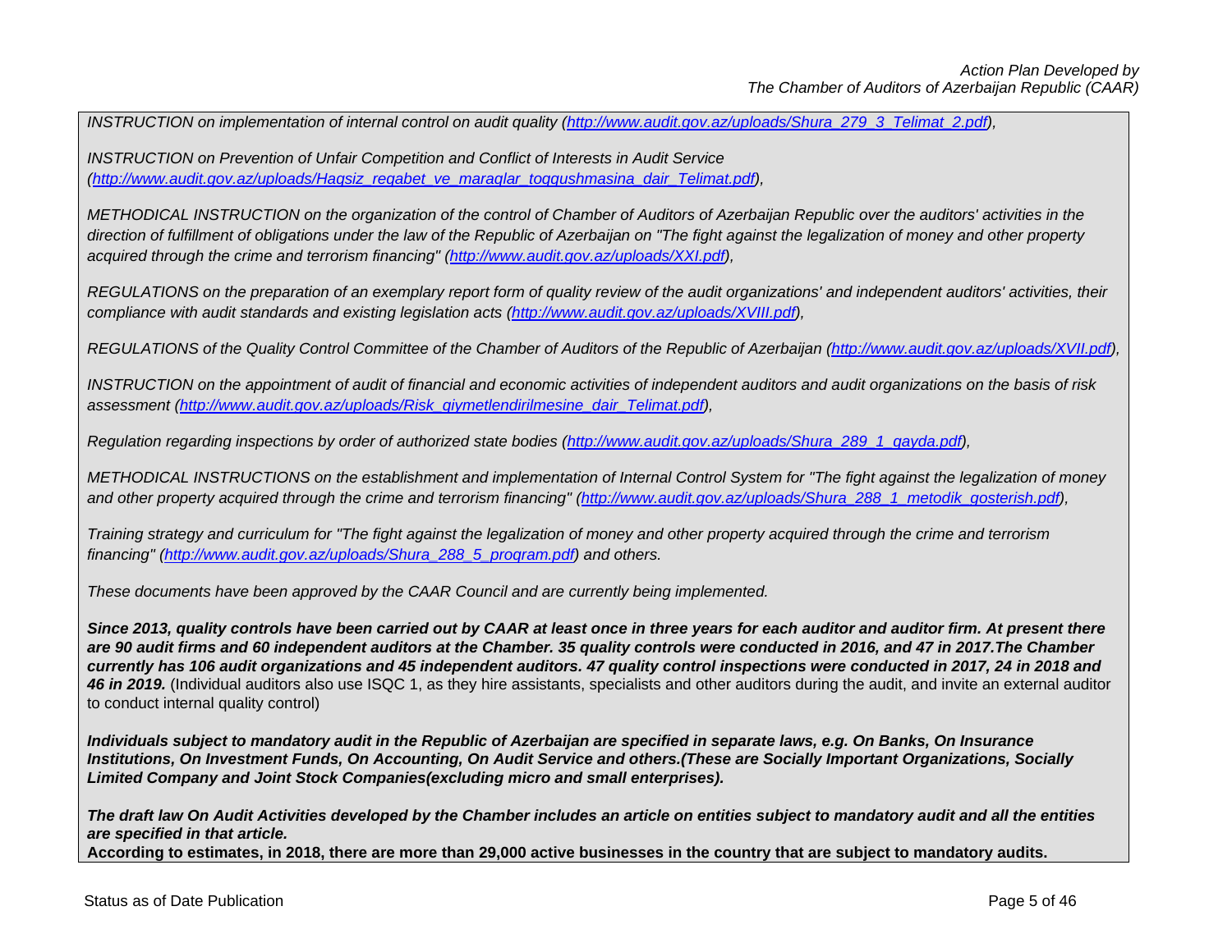*INSTRUCTION on implementation of internal control on audit quality (http://www.audit.gov.az/uploads/Shura_279_3_Telimat_2.pdf),*

*INSTRUCTION on Prevention of Unfair Competition and Conflict of Interests in Audit Service (http://www.audit.gov.az/uploads/Haqsiz_reqabet_ve_maraqlar_toqqushmasina_dair_Telimat.pdf),*

*METHODICAL INSTRUCTION on the organization of the control of Chamber of Auditors of Azerbaijan Republic over the auditors' activities in the direction of fulfillment of obligations under the law of the Republic of Azerbaijan on "The fight against the legalization of money and other property acquired through the crime and terrorism financing" (http://www.audit.gov.az/uploads/XXI.pdf),*

*REGULATIONS on the preparation of an exemplary report form of quality review of the audit organizations' and independent auditors' activities, their compliance with audit standards and existing legislation acts (http://www.audit.gov.az/uploads/XVIII.pdf),*

*REGULATIONS of the Quality Control Committee of the Chamber of Auditors of the Republic of Azerbaijan (http://www.audit.gov.az/uploads/XVII.pdf),*

*INSTRUCTION on the appointment of audit of financial and economic activities of independent auditors and audit organizations on the basis of risk assessment (http://www.audit.gov.az/uploads/Risk_qiymetlendirilmesine_dair_Telimat.pdf),*

*Regulation regarding inspections by order of authorized state bodies (http://www.audit.gov.az/uploads/Shura_289_1_qayda.pdf),*

*METHODICAL INSTRUCTIONS on the establishment and implementation of Internal Control System for "The fight against the legalization of money and other property acquired through the crime and terrorism financing" (http://www.audit.gov.az/uploads/Shura_288_1_metodik_gosterish.pdf),*

*Training strategy and curriculum for "The fight against the legalization of money and other property acquired through the crime and terrorism financing" (http://www.audit.gov.az/uploads/Shura_288_5_program.pdf) and others.*

*These documents have been approved by the CAAR Council and are currently being implemented.*

***Since 2013, quality controls have been carried out by CAAR at least once in three years for each auditor and auditor firm. At present there are 90 audit firms and 60 independent auditors at the Chamber. 35 quality controls were conducted in 2016, and 47 in 2017.The Chamber currently has 106 audit organizations and 45 independent auditors. 47 quality control inspections were conducted in 2017, 24 in 2018 and 46 in 2019.*** (Individual auditors also use ISQC 1, as they hire assistants, specialists and other auditors during the audit, and invite an external auditor to conduct internal quality control)

***Individuals subject to mandatory audit in the Republic of Azerbaijan are specified in separate laws, e.g. On Banks, On Insurance Institutions, On Investment Funds, On Accounting, On Audit Service and others.(These are Socially Important Organizations, Socially Limited Company and Joint Stock Companies(excluding micro and small enterprises).***

***The draft law On Audit Activities developed by the Chamber includes an article on entities subject to mandatory audit and all the entities are specified in that article.***
**According to estimates, in 2018, there are more than 29,000 active businesses in the country that are subject to mandatory audits.**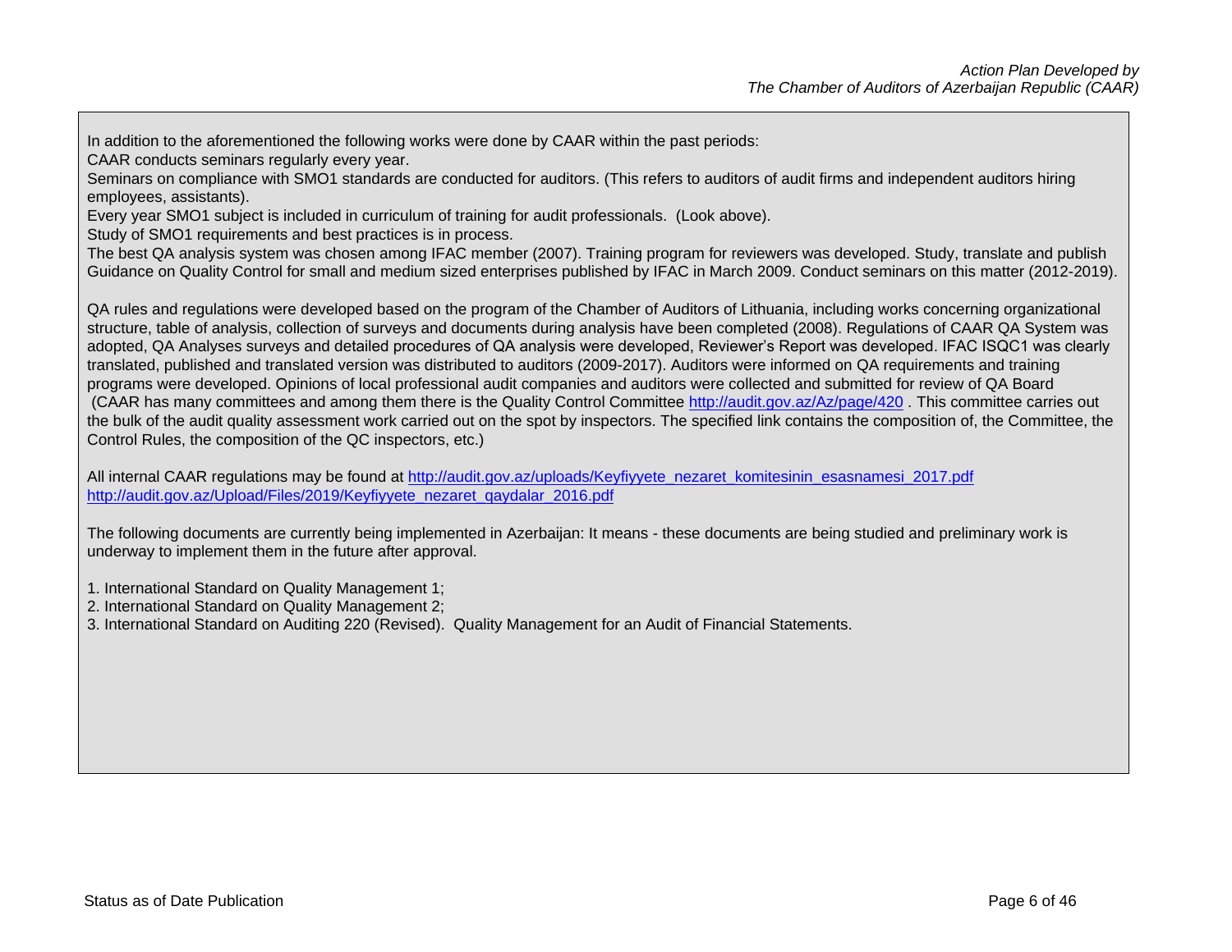In addition to the aforementioned the following works were done by CAAR within the past periods:

CAAR conducts seminars regularly every year.

Seminars on compliance with SMO1 standards are conducted for auditors. (This refers to auditors of audit firms and independent auditors hiring employees, assistants).

Every year SMO1 subject is included in curriculum of training for audit professionals. (Look above).

Study of SMO1 requirements and best practices is in process.

The best QA analysis system was chosen among IFAC member (2007). Training program for reviewers was developed. Study, translate and publish Guidance on Quality Control for small and medium sized enterprises published by IFAC in March 2009. Conduct seminars on this matter (2012-2019).

QA rules and regulations were developed based on the program of the Chamber of Auditors of Lithuania, including works concerning organizational structure, table of analysis, collection of surveys and documents during analysis have been completed (2008). Regulations of CAAR QA System was adopted, QA Analyses surveys and detailed procedures of QA analysis were developed, Reviewer's Report was developed. IFAC ISQC1 was clearly translated, published and translated version was distributed to auditors (2009-2017). Auditors were informed on QA requirements and training programs were developed. Opinions of local professional audit companies and auditors were collected and submitted for review of QA Board (CAAR has many committees and among them there is the Quality Control Committee http://audit.gov.az/Az/page/420 . This committee carries out the bulk of the audit quality assessment work carried out on the spot by inspectors. The specified link contains the composition of, the Committee, the Control Rules, the composition of the QC inspectors, etc.)

All internal CAAR regulations may be found at http://audit.gov.az/uploads/Keyfiyyete_nezaret_komitesinin_esasnamesi_2017.pdf
http://audit.gov.az/Upload/Files/2019/Keyfiyyete_nezaret_qaydalar_2016.pdf

The following documents are currently being implemented in Azerbaijan: It means - these documents are being studied and preliminary work is underway to implement them in the future after approval.

1. International Standard on Quality Management 1;
2. International Standard on Quality Management 2;
3. International Standard on Auditing 220 (Revised). Quality Management for an Audit of Financial Statements.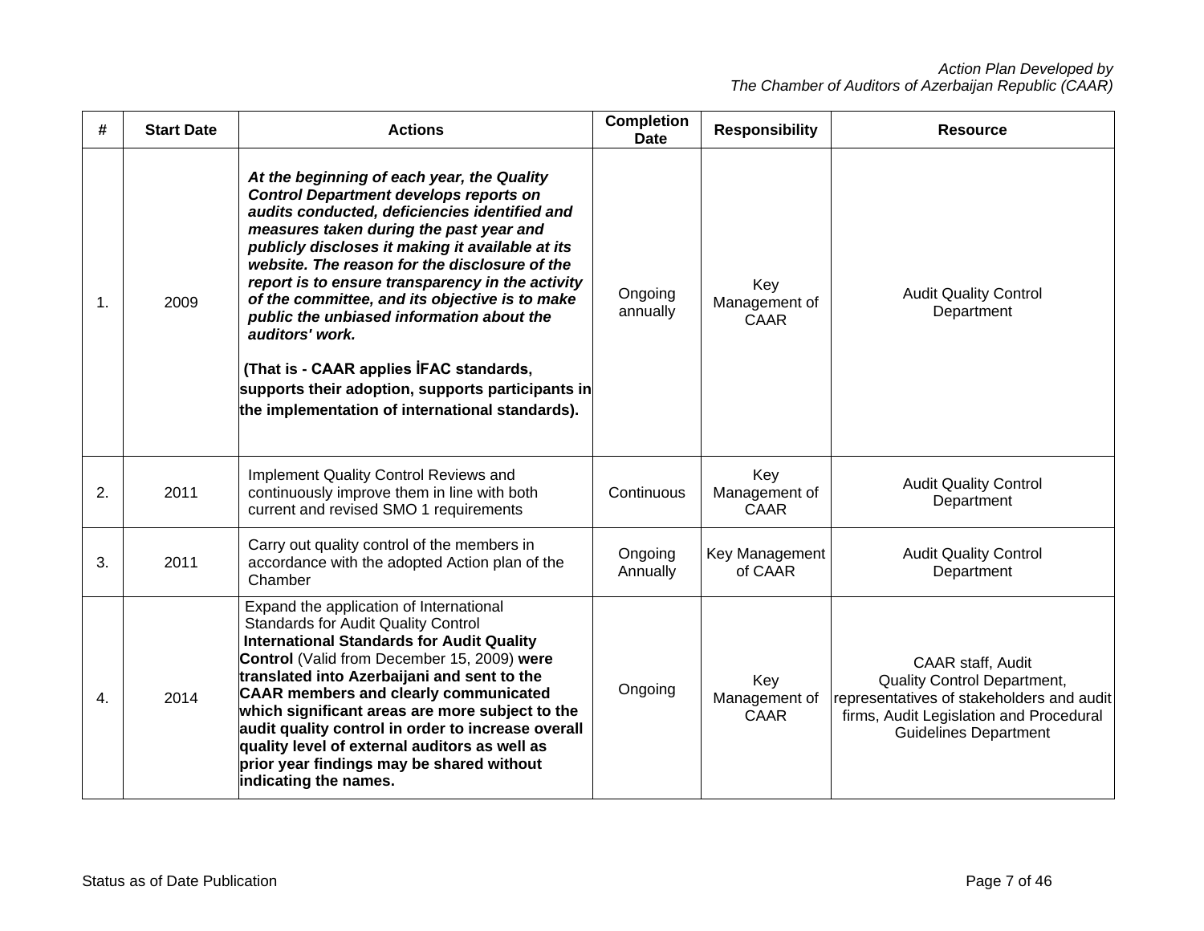| # | Start Date | Actions | Completion Date | Responsibility | Resource |
|---|---|---|---|---|---|
| 1. | 2009 | ***At the beginning of each year, the Quality Control Department develops reports on audits conducted, deficiencies identified and measures taken during the past year and publicly discloses it making it available at its website. The reason for the disclosure of the report is to ensure transparency in the activity of the committee, and its objective is to make public the unbiased information about the auditors' work.*** **(That is - CAAR applies İFAC standards, supports their adoption, supports participants in the implementation of international standards).** | Ongoing annually | Key Management of CAAR | Audit Quality Control Department |
| 2. | 2011 | Implement Quality Control Reviews and continuously improve them in line with both current and revised SMO 1 requirements | Continuous | Key Management of CAAR | Audit Quality Control Department |
| 3. | 2011 | Carry out quality control of the members in accordance with the adopted Action plan of the Chamber | Ongoing Annually | Key Management of CAAR | Audit Quality Control Department |
| 4. | 2014 | Expand the application of International Standards for Audit Quality Control **International Standards for Audit Quality Control** (Valid from December 15, 2009) **were translated into Azerbaijani and sent to the CAAR members and clearly communicated which significant areas are more subject to the audit quality control in order to increase overall quality level of external auditors as well as prior year findings may be shared without indicating the names.** | Ongoing | Key Management of CAAR | CAAR staff, Audit Quality Control Department, representatives of stakeholders and audit firms, Audit Legislation and Procedural Guidelines Department |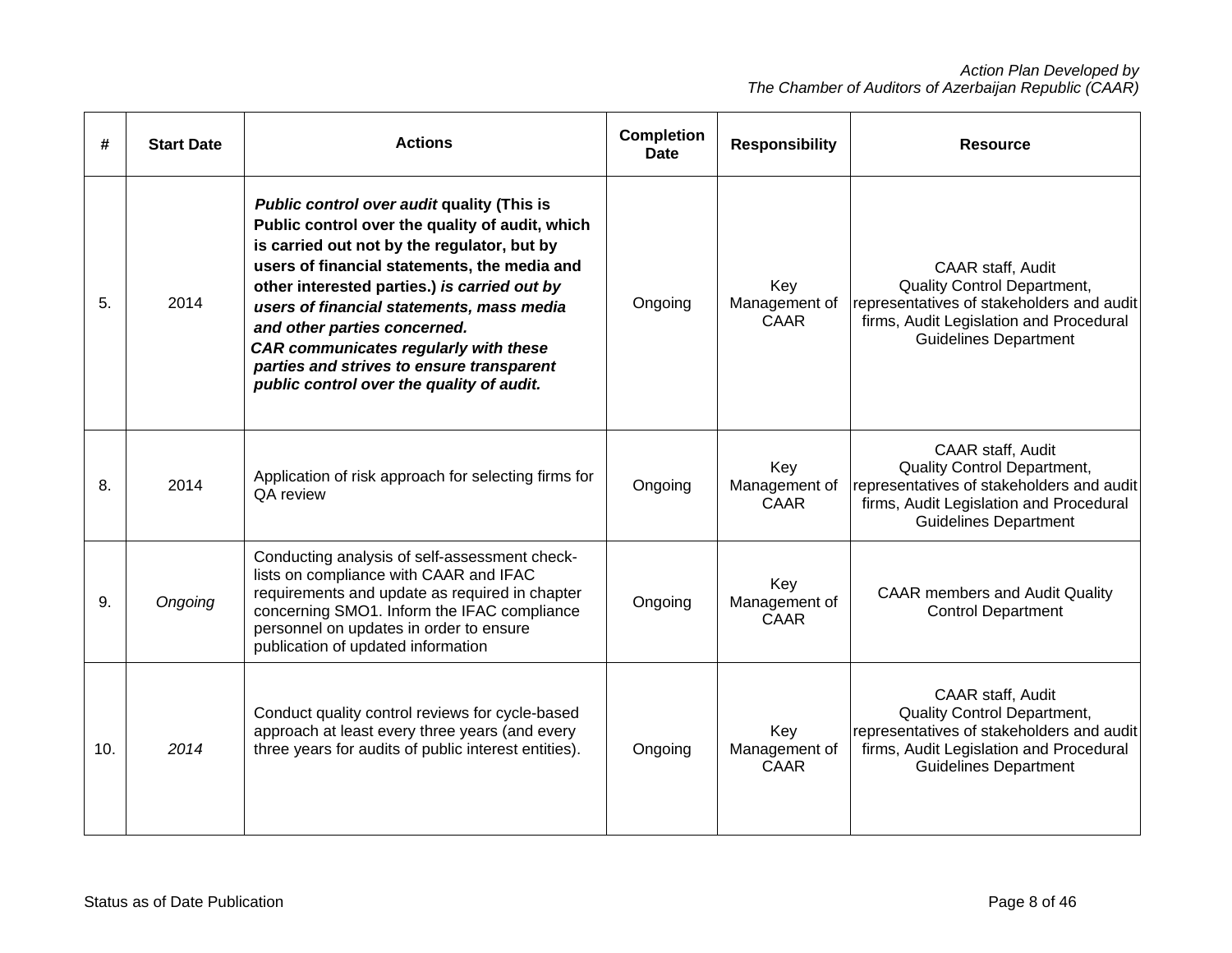| # | Start Date | Actions | Completion Date | Responsibility | Resource |
|---|---|---|---|---|---|
| 5. | 2014 | ***Public control over audit*** **quality (This is Public control over the quality of audit, which is carried out not by the regulator, but by users of financial statements, the media and other interested parties.)** ***is carried out by users of financial statements, mass media and other parties concerned.*** ***CAR communicates regularly with these parties and strives to ensure transparent public control over the quality of audit.*** | Ongoing | Key Management of CAAR | CAAR staff, Audit Quality Control Department, representatives of stakeholders and audit firms, Audit Legislation and Procedural Guidelines Department |
| 8. | 2014 | Application of risk approach for selecting firms for QA review | Ongoing | Key Management of CAAR | CAAR staff, Audit Quality Control Department, representatives of stakeholders and audit firms, Audit Legislation and Procedural Guidelines Department |
| 9. | *Ongoing* | Conducting analysis of self-assessment check-lists on compliance with CAAR and IFAC requirements and update as required in chapter concerning SMO1. Inform the IFAC compliance personnel on updates in order to ensure publication of updated information | Ongoing | Key Management of CAAR | CAAR members and Audit Quality Control Department |
| 10. | *2014* | Conduct quality control reviews for cycle-based approach at least every three years (and every three years for audits of public interest entities). | Ongoing | Key Management of CAAR | CAAR staff, Audit Quality Control Department, representatives of stakeholders and audit firms, Audit Legislation and Procedural Guidelines Department |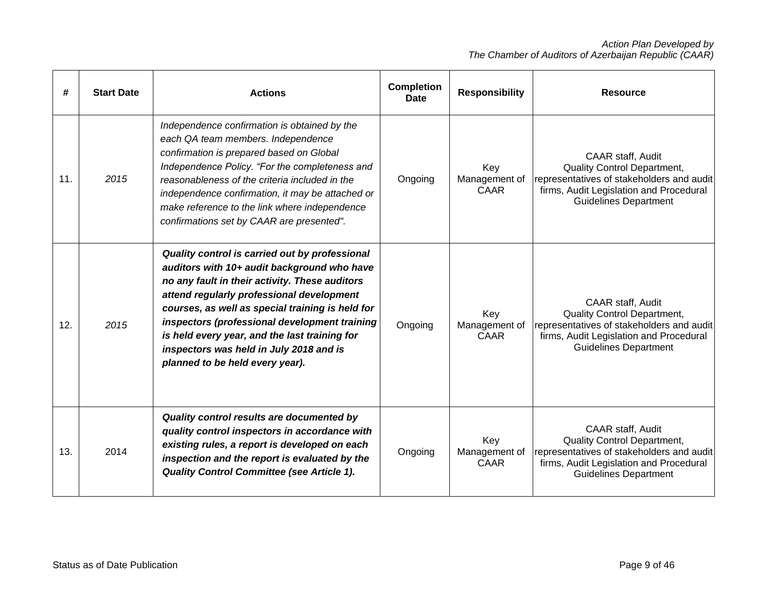| # | Start Date | Actions | Completion Date | Responsibility | Resource |
|---|---|---|---|---|---|
| 11. | *2015* | *Independence confirmation is obtained by the each QA team members. Independence confirmation is prepared based on Global Independence Policy. "For the completeness and reasonableness of the criteria included in the independence confirmation, it may be attached or make reference to the link where independence confirmations set by CAAR are presented".* | Ongoing | Key Management of CAAR | CAAR staff, Audit Quality Control Department, representatives of stakeholders and audit firms, Audit Legislation and Procedural Guidelines Department |
| 12. | *2015* | ***Quality control is carried out by professional auditors with 10+ audit background who have no any fault in their activity. These auditors attend regularly professional development courses, as well as special training is held for inspectors (professional development training is held every year, and the last training for inspectors was held in July 2018 and is planned to be held every year).*** | Ongoing | Key Management of CAAR | CAAR staff, Audit Quality Control Department, representatives of stakeholders and audit firms, Audit Legislation and Procedural Guidelines Department |
| 13. | 2014 | ***Quality control results are documented by quality control inspectors in accordance with existing rules, a report is developed on each inspection and the report is evaluated by the Quality Control Committee (see Article 1).*** | Ongoing | Key Management of CAAR | CAAR staff, Audit Quality Control Department, representatives of stakeholders and audit firms, Audit Legislation and Procedural Guidelines Department |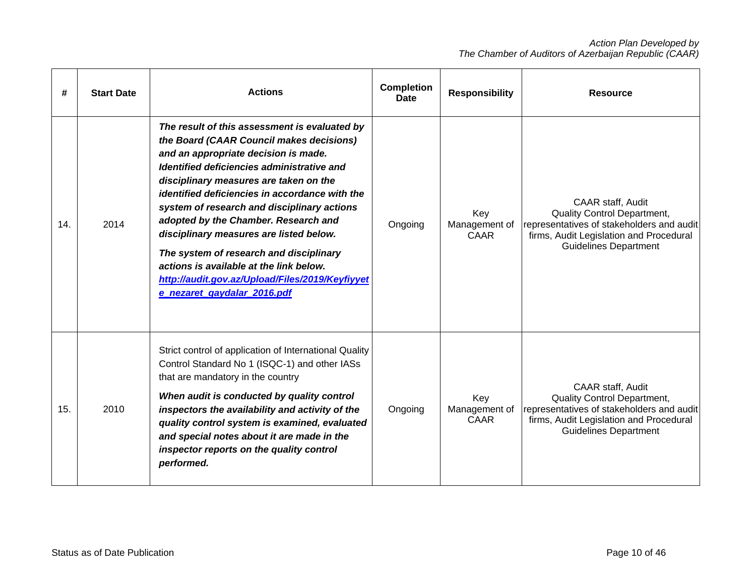| # | Start Date | Actions | Completion Date | Responsibility | Resource |
|---|---|---|---|---|---|
| 14. | 2014 | ***The result of this assessment is evaluated by the Board (CAAR Council makes decisions) and an appropriate decision is made. Identified deficiencies administrative and disciplinary measures are taken on the identified deficiencies in accordance with the system of research and disciplinary actions adopted by the Chamber. Research and disciplinary measures are listed below.*** <br> ***The system of research and disciplinary actions is available at the link below.*** ***http://audit.gov.az/Upload/Files/2019/Keyfiyyete_nezaret_qaydalar_2016.pdf*** | Ongoing | Key Management of CAAR | CAAR staff, Audit Quality Control Department, representatives of stakeholders and audit firms, Audit Legislation and Procedural Guidelines Department |
| 15. | 2010 | Strict control of application of International Quality Control Standard No 1 (ISQC-1) and other IASs that are mandatory in the country <br> ***When audit is conducted by quality control inspectors the availability and activity of the quality control system is examined, evaluated and special notes about it are made in the inspector reports on the quality control performed.*** | Ongoing | Key Management of CAAR | CAAR staff, Audit Quality Control Department, representatives of stakeholders and audit firms, Audit Legislation and Procedural Guidelines Department |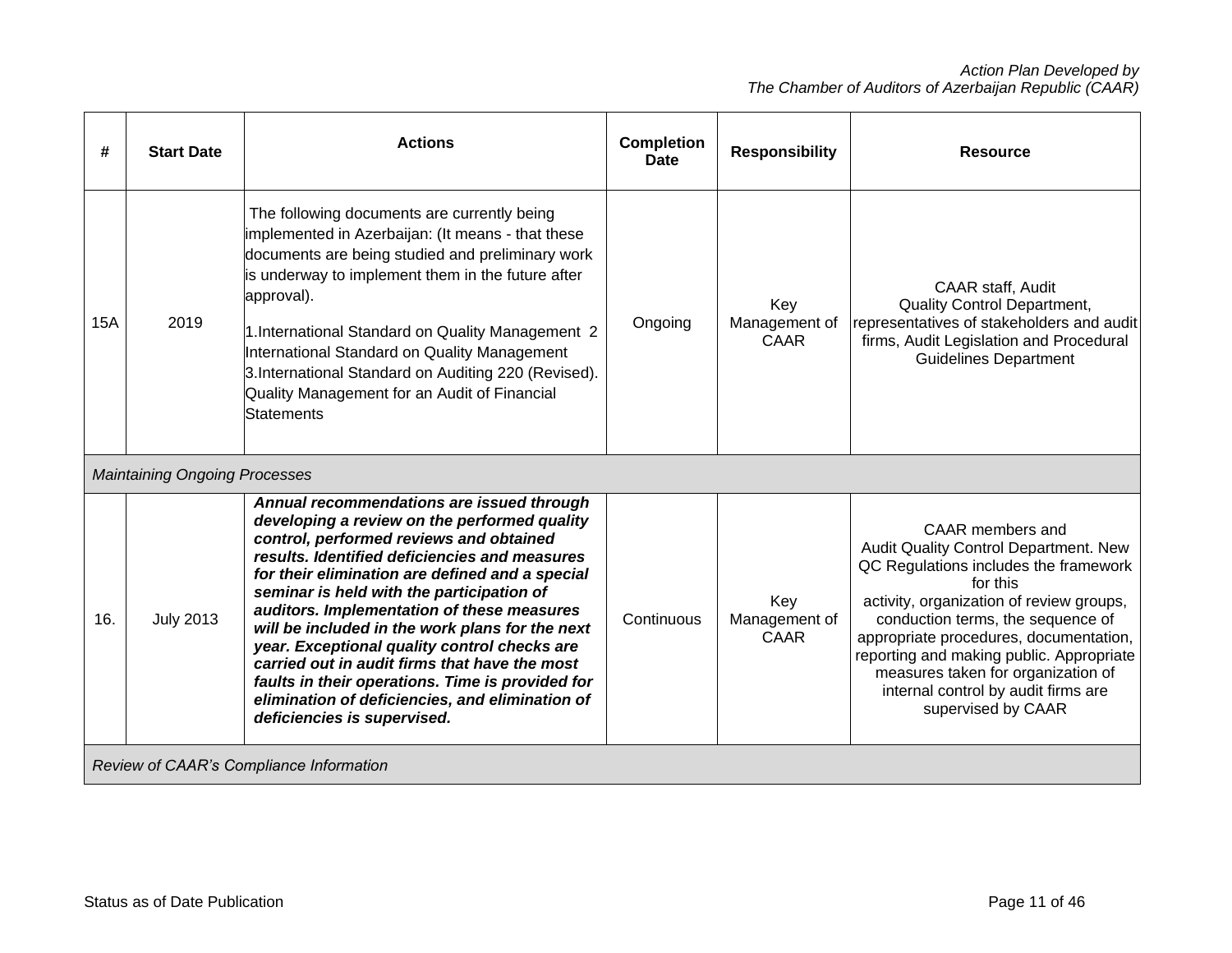| # | Start Date | Actions | Completion Date | Responsibility | Resource |
|---|---|---|---|---|---|
| 15A | 2019 | The following documents are currently being implemented in Azerbaijan: (It means - that these documents are being studied and preliminary work is underway to implement them in the future after approval).<br><br>1.International Standard on Quality Management 2 International Standard on Quality Management 3.International Standard on Auditing 220 (Revised). Quality Management for an Audit of Financial Statements | Ongoing | Key Management of CAAR | CAAR staff, Audit Quality Control Department, representatives of stakeholders and audit firms, Audit Legislation and Procedural Guidelines Department |
| *Maintaining Ongoing Processes* | | | | | |
| 16. | July 2013 | ***Annual recommendations are issued through developing a review on the performed quality control, performed reviews and obtained results. Identified deficiencies and measures for their elimination are defined and a special seminar is held with the participation of auditors. Implementation of these measures will be included in the work plans for the next year. Exceptional quality control checks are carried out in audit firms that have the most faults in their operations. Time is provided for elimination of deficiencies, and elimination of deficiencies is supervised.*** | Continuous | Key Management of CAAR | CAAR members and Audit Quality Control Department. New QC Regulations includes the framework for this activity, organization of review groups, conduction terms, the sequence of appropriate procedures, documentation, reporting and making public. Appropriate measures taken for organization of internal control by audit firms are supervised by CAAR |
| *Review of CAAR's Compliance Information* | | | | | |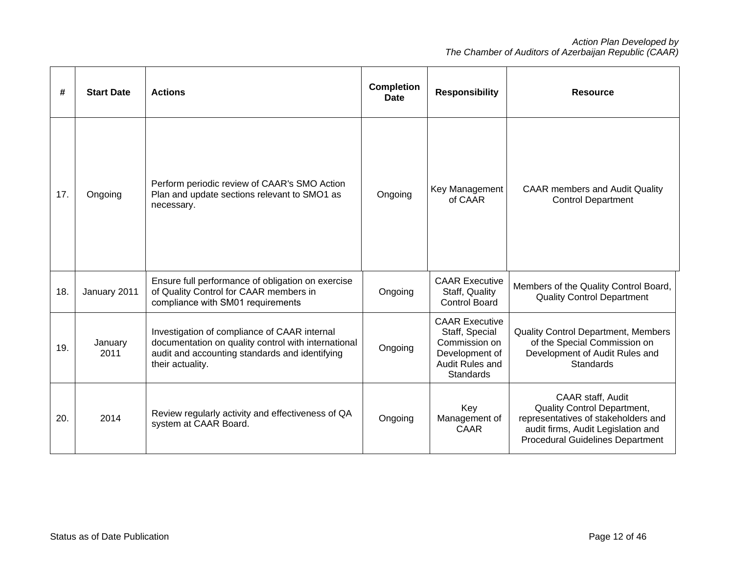| # | Start Date | Actions | Completion Date | Responsibility | Resource |
|---|---|---|---|---|---|
| 17. | Ongoing | Perform periodic review of CAAR's SMO Action Plan and update sections relevant to SMO1 as necessary. | Ongoing | Key Management of CAAR | CAAR members and Audit Quality Control Department |
| 18. | January 2011 | Ensure full performance of obligation on exercise of Quality Control for CAAR members in compliance with SM01 requirements | Ongoing | CAAR Executive Staff, Quality Control Board | Members of the Quality Control Board, Quality Control Department |
| 19. | January 2011 | Investigation of compliance of CAAR internal documentation on quality control with international audit and accounting standards and identifying their actuality. | Ongoing | CAAR Executive Staff, Special Commission on Development of Audit Rules and Standards | Quality Control Department, Members of the Special Commission on Development of Audit Rules and Standards |
| 20. | 2014 | Review regularly activity and effectiveness of QA system at CAAR Board. | Ongoing | Key Management of CAAR | CAAR staff, Audit Quality Control Department, representatives of stakeholders and audit firms, Audit Legislation and Procedural Guidelines Department |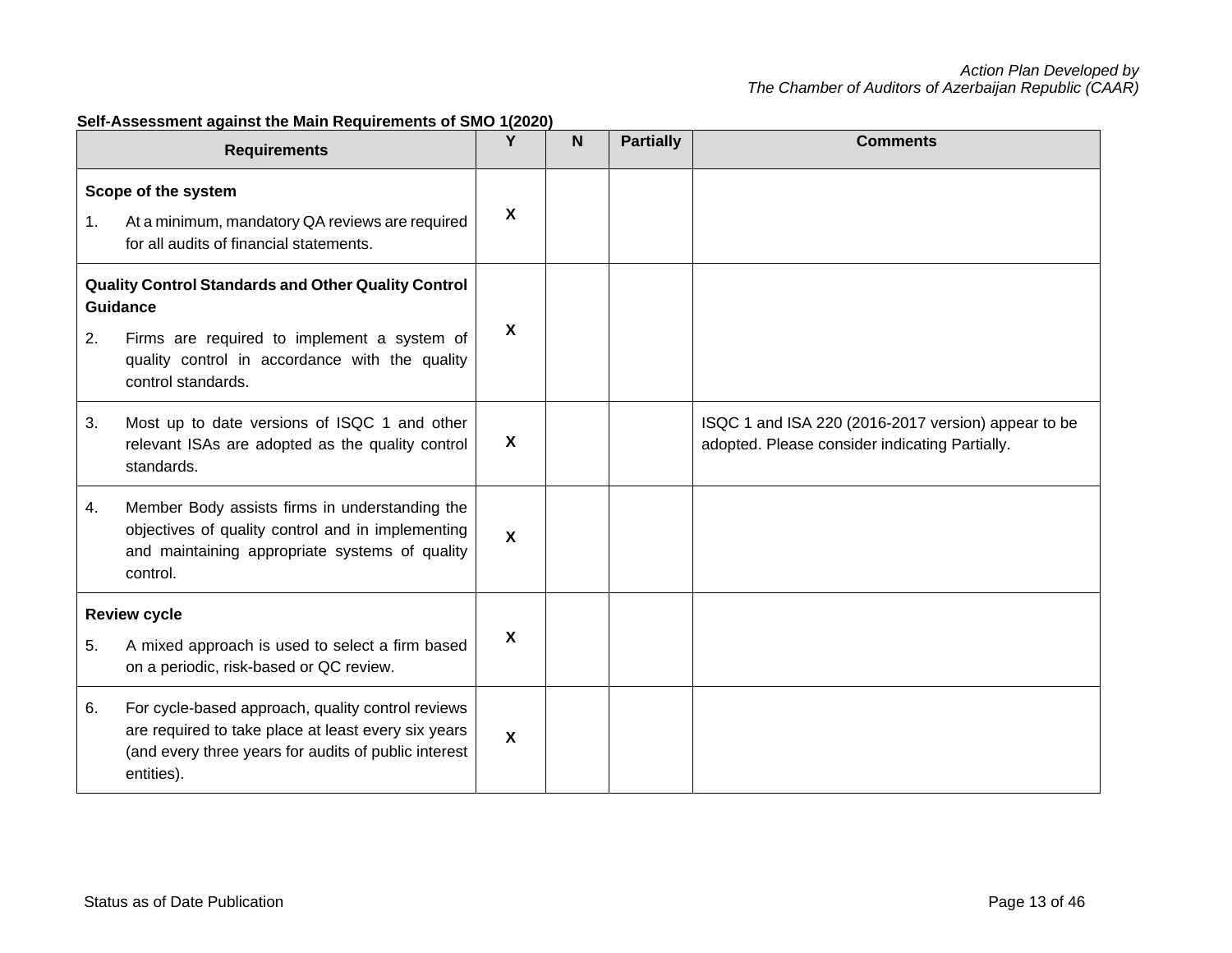**Self-Assessment against the Main Requirements of SMO 1(2020)**

| Requirements | Y | N | Partially | Comments |
|---|---|---|---|---|
| **Scope of the system**<br>1. At a minimum, mandatory QA reviews are required for all audits of financial statements. | X | | | |
| **Quality Control Standards and Other Quality Control Guidance**<br>2. Firms are required to implement a system of quality control in accordance with the quality control standards. | X | | | |
| 3. Most up to date versions of ISQC 1 and other relevant ISAs are adopted as the quality control standards. | X | | | ISQC 1 and ISA 220 (2016-2017 version) appear to be adopted. Please consider indicating Partially. |
| 4. Member Body assists firms in understanding the objectives of quality control and in implementing and maintaining appropriate systems of quality control. | X | | | |
| **Review cycle**<br>5. A mixed approach is used to select a firm based on a periodic, risk-based or QC review. | X | | | |
| 6. For cycle-based approach, quality control reviews are required to take place at least every six years (and every three years for audits of public interest entities). | X | | | |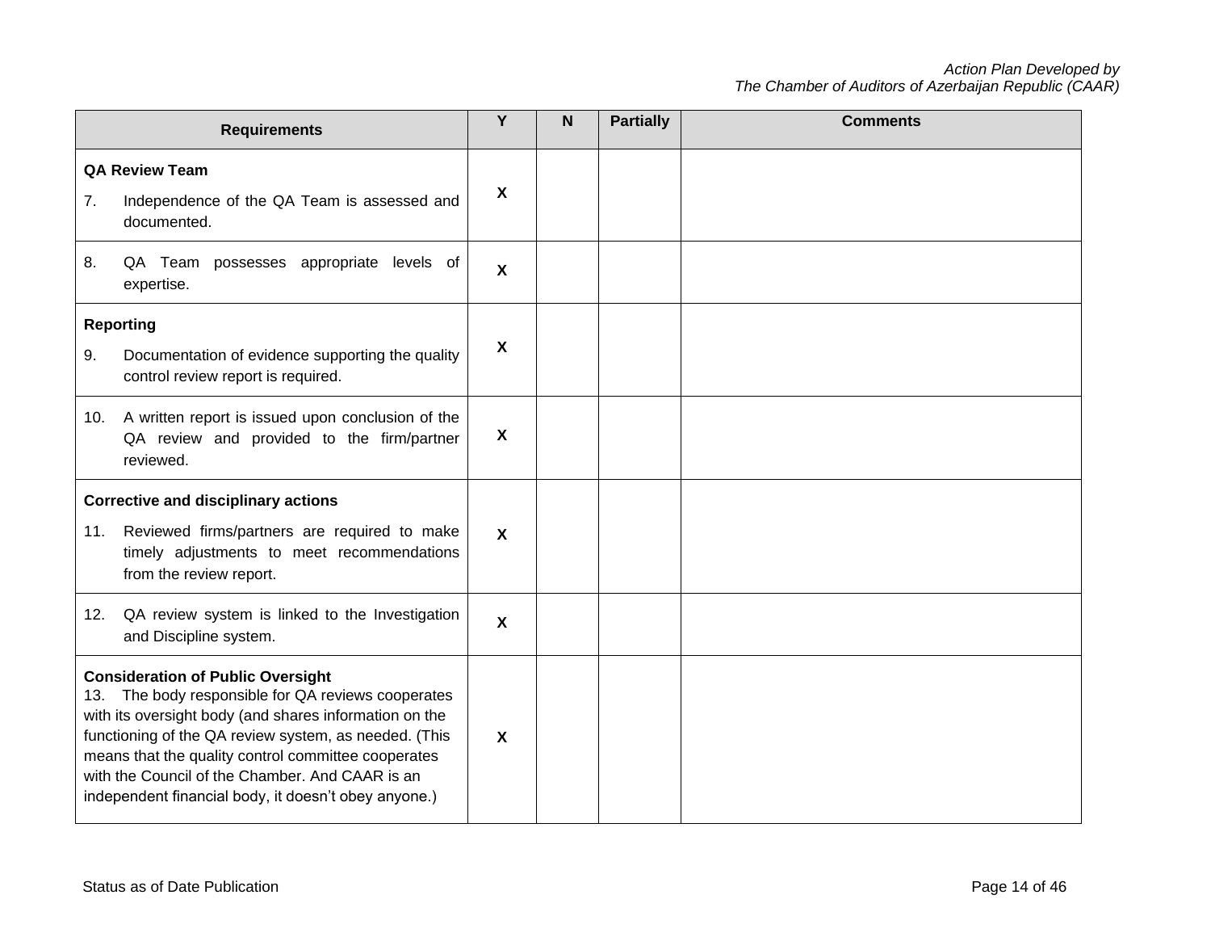| Requirements | Y | N | Partially | Comments |
|---|---|---|---|---|
| **QA Review Team**<br>7. Independence of the QA Team is assessed and documented. | X | | | |
| 8. QA Team possesses appropriate levels of expertise. | X | | | |
| **Reporting**<br>9. Documentation of evidence supporting the quality control review report is required. | X | | | |
| 10. A written report is issued upon conclusion of the QA review and provided to the firm/partner reviewed. | X | | | |
| **Corrective and disciplinary actions**<br>11. Reviewed firms/partners are required to make timely adjustments to meet recommendations from the review report. | X | | | |
| 12. QA review system is linked to the Investigation and Discipline system. | X | | | |
| **Consideration of Public Oversight**<br>13. The body responsible for QA reviews cooperates with its oversight body (and shares information on the functioning of the QA review system, as needed. (This means that the quality control committee cooperates with the Council of the Chamber. And CAAR is an independent financial body, it doesn't obey anyone.) | X | | | |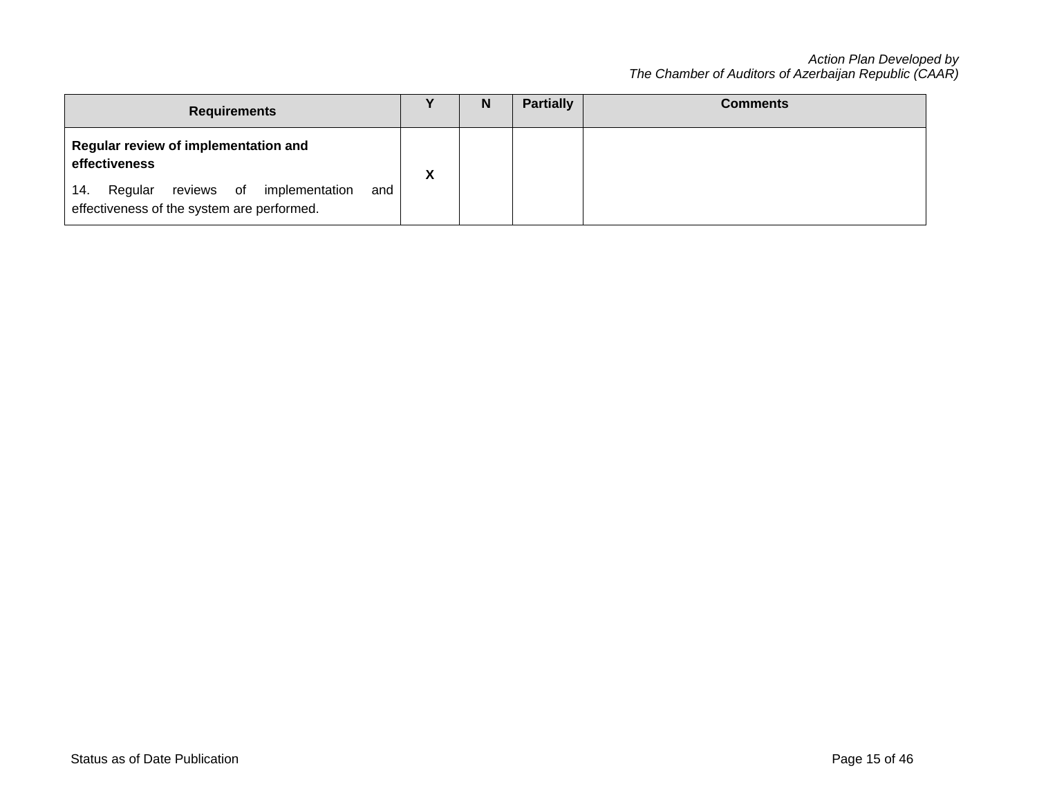| Requirements | Y | N | Partially | Comments |
|---|---|---|---|---|
| **Regular review of implementation and effectiveness**<br>14. Regular reviews of implementation and effectiveness of the system are performed. | X | | | |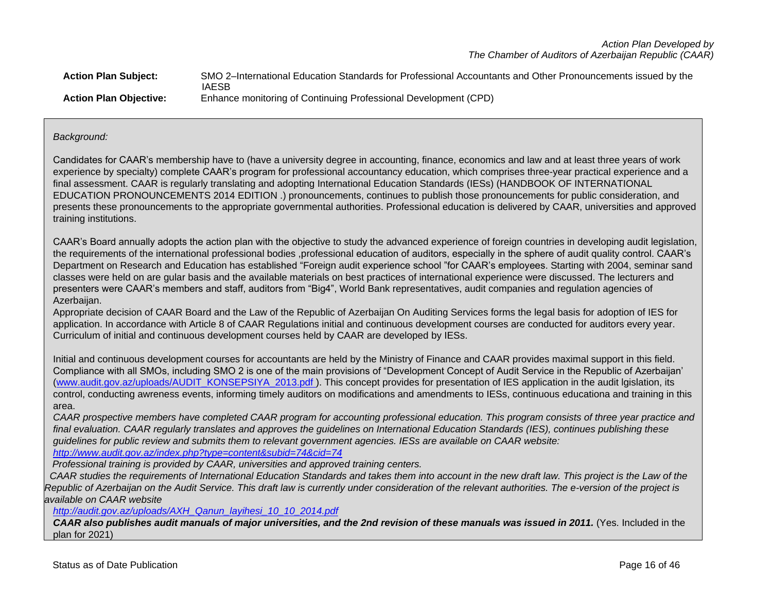**Action Plan Subject:** SMO 2–International Education Standards for Professional Accountants and Other Pronouncements issued by the IAESB

**Action Plan Objective:** Enhance monitoring of Continuing Professional Development (CPD)

*Background:*

Candidates for CAAR's membership have to (have a university degree in accounting, finance, economics and law and at least three years of work experience by specialty) complete CAAR's program for professional accountancy education, which comprises three-year practical experience and a final assessment. CAAR is regularly translating and adopting International Education Standards (IESs) (HANDBOOK OF INTERNATIONAL EDUCATION PRONOUNCEMENTS 2014 EDITION .) pronouncements, continues to publish those pronouncements for public consideration, and presents these pronouncements to the appropriate governmental authorities. Professional education is delivered by CAAR, universities and approved training institutions.

CAAR's Board annually adopts the action plan with the objective to study the advanced experience of foreign countries in developing audit legislation, the requirements of the international professional bodies ,professional education of auditors, especially in the sphere of audit quality control. CAAR's Department on Research and Education has established "Foreign audit experience school "for CAAR's employees. Starting with 2004, seminar sand classes were held on are gular basis and the available materials on best practices of international experience were discussed. The lecturers and presenters were CAAR's members and staff, auditors from "Big4", World Bank representatives, audit companies and regulation agencies of Azerbaijan.

Appropriate decision of CAAR Board and the Law of the Republic of Azerbaijan On Auditing Services forms the legal basis for adoption of IES for application. In accordance with Article 8 of CAAR Regulations initial and continuous development courses are conducted for auditors every year. Curriculum of initial and continuous development courses held by CAAR are developed by IESs.

Initial and continuous development courses for accountants are held by the Ministry of Finance and CAAR provides maximal support in this field. Compliance with all SMOs, including SMO 2 is one of the main provisions of "Development Concept of Audit Service in the Republic of Azerbaijan' (www.audit.gov.az/uploads/AUDIT_KONSEPSIYA_2013.pdf ). This concept provides for presentation of IES application in the audit lgislation, its control, conducting awreness events, informing timely auditors on modifications and amendments to IESs, continuous educationa and training in this area.

*CAAR prospective members have completed CAAR program for accounting professional education. This program consists of three year practice and final evaluation. CAAR regularly translates and approves the guidelines on International Education Standards (IES), continues publishing these guidelines for public review and submits them to relevant government agencies. IESs are available on CAAR website:*
*http://www.audit.gov.az/index.php?type=content&subid=74&cid=74*

*Professional training is provided by CAAR, universities and approved training centers.*

*CAAR studies the requirements of International Education Standards and takes them into account in the new draft law. This project is the Law of the Republic of Azerbaijan on the Audit Service. This draft law is currently under consideration of the relevant authorities. The e-version of the project is available on CAAR website*
*http://audit.gov.az/uploads/AXH_Qanun_layihesi_10_10_2014.pdf*

***CAAR also publishes audit manuals of major universities, and the 2nd revision of these manuals was issued in 2011.*** (Yes. Included in the plan for 2021)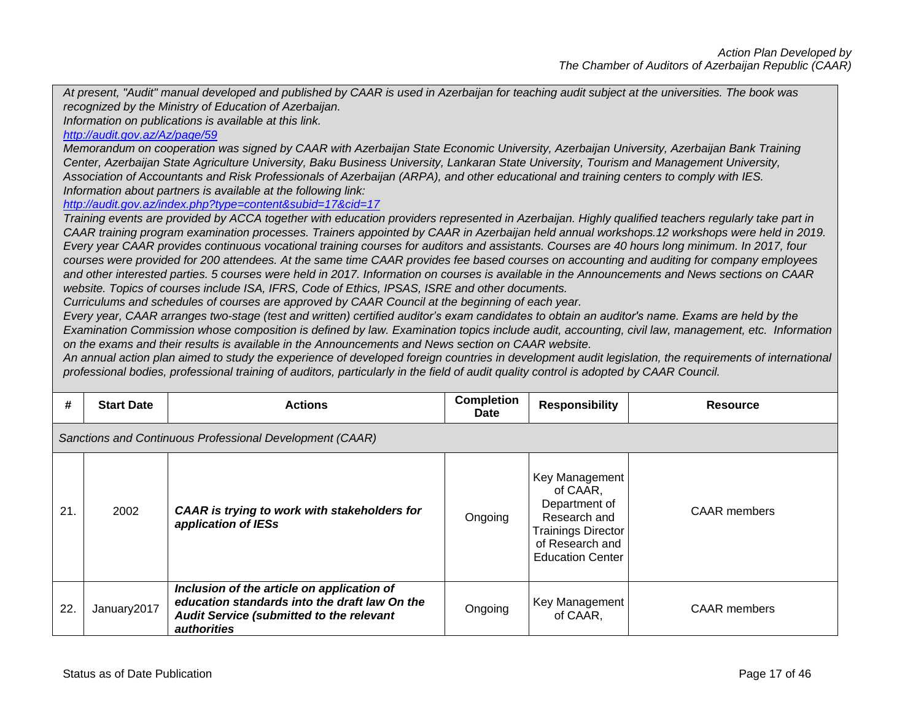*At present, "Audit" manual developed and published by CAAR is used in Azerbaijan for teaching audit subject at the universities. The book was recognized by the Ministry of Education of Azerbaijan.*
*Information on publications is available at this link.*
*[http://audit.gov.az/Az/page/59](http://audit.gov.az/Az/page/59)*
*Memorandum on cooperation was signed by CAAR with Azerbaijan State Economic University, Azerbaijan University, Azerbaijan Bank Training Center, Azerbaijan State Agriculture University, Baku Business University, Lankaran State University, Tourism and Management University, Association of Accountants and Risk Professionals of Azerbaijan (ARPA), and other educational and training centers to comply with IES.*
*Information about partners is available at the following link:*
*[http://audit.gov.az/index.php?type=content&subid=17&cid=17](http://audit.gov.az/index.php?type=content&subid=17&cid=17)*
*Training events are provided by ACCA together with education providers represented in Azerbaijan. Highly qualified teachers regularly take part in CAAR training program examination processes. Trainers appointed by CAAR in Azerbaijan held annual workshops.12 workshops were held in 2019. Every year CAAR provides continuous vocational training courses for auditors and assistants. Courses are 40 hours long minimum. In 2017, four courses were provided for 200 attendees. At the same time CAAR provides fee based courses on accounting and auditing for company employees and other interested parties. 5 courses were held in 2017. Information on courses is available in the Announcements and News sections on CAAR website. Topics of courses include ISA, IFRS, Code of Ethics, IPSAS, ISRE and other documents.*
*Curriculums and schedules of courses are approved by CAAR Council at the beginning of each year.*
*Every year, CAAR arranges two-stage (test and written) certified auditor's exam candidates to obtain an auditor's name. Exams are held by the Examination Commission whose composition is defined by law. Examination topics include audit, accounting, civil law, management, etc. Information on the exams and their results is available in the Announcements and News section on CAAR website.*
*An annual action plan aimed to study the experience of developed foreign countries in development audit legislation, the requirements of international professional bodies, professional training of auditors, particularly in the field of audit quality control is adopted by CAAR Council.*

| # | Start Date | Actions | Completion Date | Responsibility | Resource |
|---|---|---|---|---|---|
| *Sanctions and Continuous Professional Development (CAAR)* | | | | | |
| 21. | 2002 | ***CAAR is trying to work with stakeholders for application of IESs*** | Ongoing | Key Management of CAAR, Department of Research and Trainings Director of Research and Education Center | CAAR members |
| 22. | January2017 | ***Inclusion of the article on application of education standards into the draft law On the Audit Service (submitted to the relevant authorities*** | Ongoing | Key Management of CAAR, | CAAR members |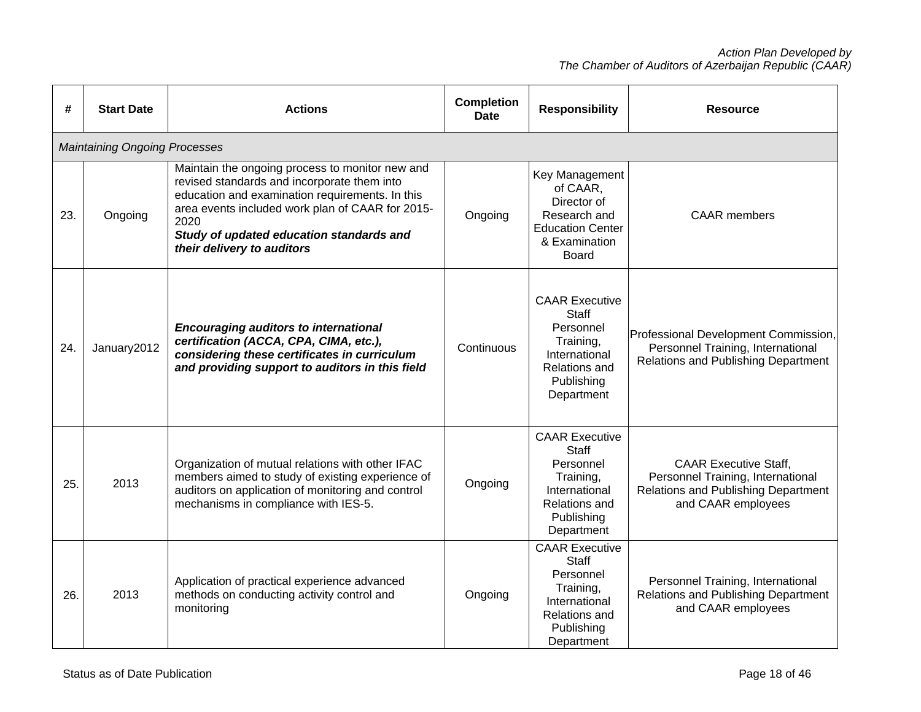| # | Start Date | Actions | Completion Date | Responsibility | Resource |
|---|---|---|---|---|---|
| *Maintaining Ongoing Processes* | | | | | |
| 23. | Ongoing | Maintain the ongoing process to monitor new and revised standards and incorporate them into education and examination requirements. In this area events included work plan of CAAR for 2015-2020 ***Study of updated education standards and their delivery to auditors*** | Ongoing | Key Management of CAAR, Director of Research and Education Center & Examination Board | CAAR members |
| 24. | January2012 | ***Encouraging auditors to international certification (ACCA, CPA, CIMA, etc.), considering these certificates in curriculum and providing support to auditors in this field*** | Continuous | CAAR Executive Staff Personnel Training, International Relations and Publishing Department | Professional Development Commission, Personnel Training, International Relations and Publishing Department |
| 25. | 2013 | Organization of mutual relations with other IFAC members aimed to study of existing experience of auditors on application of monitoring and control mechanisms in compliance with IES-5. | Ongoing | CAAR Executive Staff Personnel Training, International Relations and Publishing Department | CAAR Executive Staff, Personnel Training, International Relations and Publishing Department and CAAR employees |
| 26. | 2013 | Application of practical experience advanced methods on conducting activity control and monitoring | Ongoing | CAAR Executive Staff Personnel Training, International Relations and Publishing Department | Personnel Training, International Relations and Publishing Department and CAAR employees |

Status as of Date Publication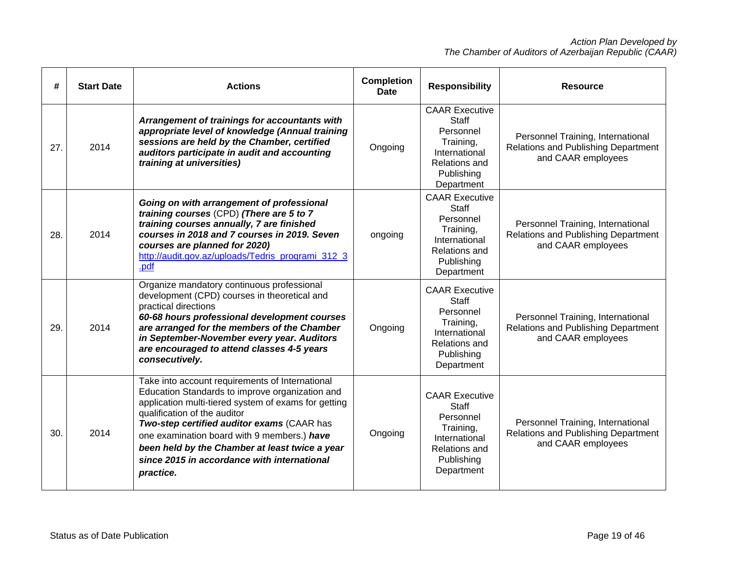| # | Start Date | Actions | Completion Date | Responsibility | Resource |
|---|---|---|---|---|---|
| 27. | 2014 | ***Arrangement of trainings for accountants with appropriate level of knowledge (Annual training sessions are held by the Chamber, certified auditors participate in audit and accounting training at universities)*** | Ongoing | CAAR Executive Staff Personnel Training, International Relations and Publishing Department | Personnel Training, International Relations and Publishing Department and CAAR employees |
| 28. | 2014 | ***Going on with arrangement of professional training courses*** (CPD) ***(There are 5 to 7 training courses annually, 7 are finished courses in 2018 and 7 courses in 2019. Seven courses are planned for 2020)*** [http://audit.gov.az/uploads/Tedris_proqrami_312_3.pdf](http://audit.gov.az/uploads/Tedris_proqrami_312_3.pdf) | ongoing | CAAR Executive Staff Personnel Training, International Relations and Publishing Department | Personnel Training, International Relations and Publishing Department and CAAR employees |
| 29. | 2014 | Organize mandatory continuous professional development (CPD) courses in theoretical and practical directions ***60-68 hours professional development courses are arranged for the members of the Chamber in September-November every year. Auditors are encouraged to attend classes 4-5 years consecutively.*** | Ongoing | CAAR Executive Staff Personnel Training, International Relations and Publishing Department | Personnel Training, International Relations and Publishing Department and CAAR employees |
| 30. | 2014 | Take into account requirements of International Education Standards to improve organization and application multi-tiered system of exams for getting qualification of the auditor ***Two-step certified auditor exams*** (CAAR has one examination board with 9 members.) ***have been held by the Chamber at least twice a year since 2015 in accordance with international practice.*** | Ongoing | CAAR Executive Staff Personnel Training, International Relations and Publishing Department | Personnel Training, International Relations and Publishing Department and CAAR employees |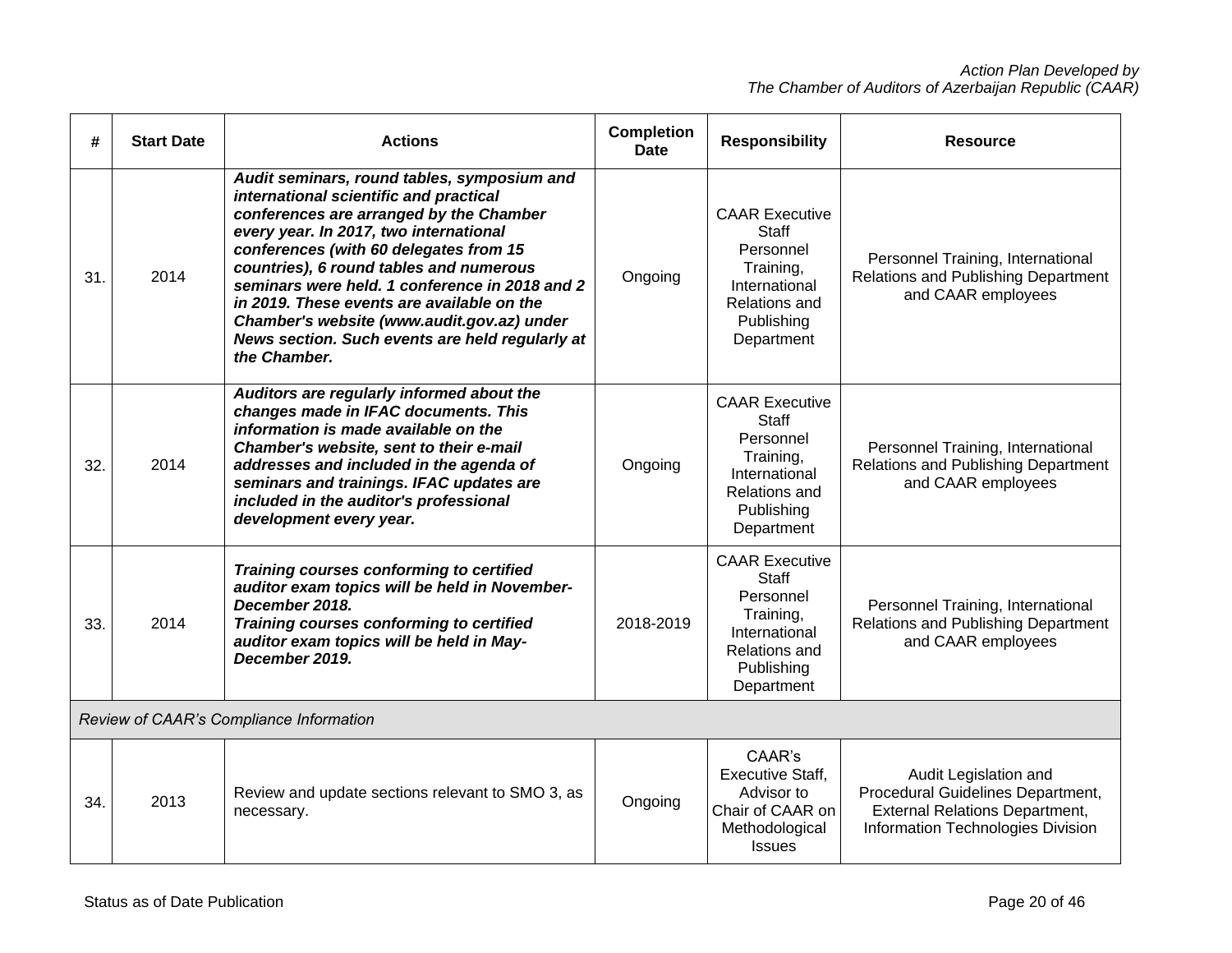| # | Start Date | Actions | Completion Date | Responsibility | Resource |
|---|---|---|---|---|---|
| 31. | 2014 | ***Audit seminars, round tables, symposium and international scientific and practical conferences are arranged by the Chamber every year. In 2017, two international conferences (with 60 delegates from 15 countries), 6 round tables and numerous seminars were held. 1 conference in 2018 and 2 in 2019. These events are available on the Chamber's website (www.audit.gov.az) under News section. Such events are held regularly at the Chamber.*** | Ongoing | CAAR Executive Staff Personnel Training, International Relations and Publishing Department | Personnel Training, International Relations and Publishing Department and CAAR employees |
| 32. | 2014 | ***Auditors are regularly informed about the changes made in IFAC documents. This information is made available on the Chamber's website, sent to their e-mail addresses and included in the agenda of seminars and trainings. IFAC updates are included in the auditor's professional development every year.*** | Ongoing | CAAR Executive Staff Personnel Training, International Relations and Publishing Department | Personnel Training, International Relations and Publishing Department and CAAR employees |
| 33. | 2014 | ***Training courses conforming to certified auditor exam topics will be held in November-December 2018.*** ***Training courses conforming to certified auditor exam topics will be held in May-December 2019.*** | 2018-2019 | CAAR Executive Staff Personnel Training, International Relations and Publishing Department | Personnel Training, International Relations and Publishing Department and CAAR employees |
| *Review of CAAR's Compliance Information* | | | | | |
| 34. | 2013 | Review and update sections relevant to SMO 3, as necessary. | Ongoing | CAAR's Executive Staff, Advisor to Chair of CAAR on Methodological Issues | Audit Legislation and Procedural Guidelines Department, External Relations Department, Information Technologies Division |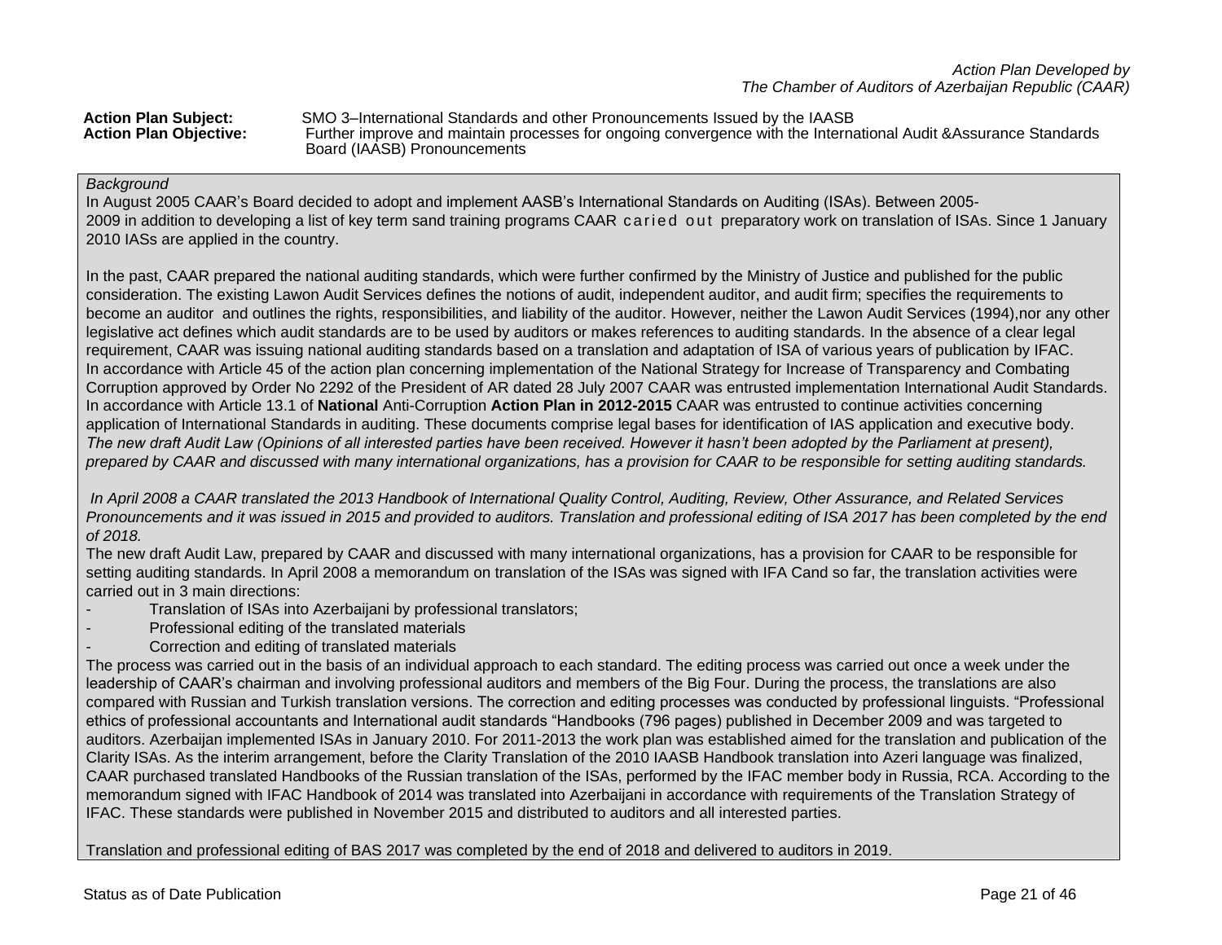*Action Plan Developed by*
*The Chamber of Auditors of Azerbaijan Republic (CAAR)*

**Action Plan Subject:** SMO 3–International Standards and other Pronouncements Issued by the IAASB
**Action Plan Objective:** Further improve and maintain processes for ongoing convergence with the International Audit &Assurance Standards Board (IAASB) Pronouncements

*Background*

In August 2005 CAAR's Board decided to adopt and implement AASB's International Standards on Auditing (ISAs). Between 2005-2009 in addition to developing a list of key term sand training programs CAAR caried out preparatory work on translation of ISAs. Since 1 January 2010 IASs are applied in the country.

In the past, CAAR prepared the national auditing standards, which were further confirmed by the Ministry of Justice and published for the public consideration. The existing Lawon Audit Services defines the notions of audit, independent auditor, and audit firm; specifies the requirements to become an auditor and outlines the rights, responsibilities, and liability of the auditor. However, neither the Lawon Audit Services (1994),nor any other legislative act defines which audit standards are to be used by auditors or makes references to auditing standards. In the absence of a clear legal requirement, CAAR was issuing national auditing standards based on a translation and adaptation of ISA of various years of publication by IFAC. In accordance with Article 45 of the action plan concerning implementation of the National Strategy for Increase of Transparency and Combating Corruption approved by Order No 2292 of the President of AR dated 28 July 2007 CAAR was entrusted implementation International Audit Standards. In accordance with Article 13.1 of **National** Anti-Corruption **Action Plan in 2012-2015** CAAR was entrusted to continue activities concerning application of International Standards in auditing. These documents comprise legal bases for identification of IAS application and executive body. *The new draft Audit Law (Opinions of all interested parties have been received. However it hasn't been adopted by the Parliament at present), prepared by CAAR and discussed with many international organizations, has a provision for CAAR to be responsible for setting auditing standards.*

*In April 2008 a CAAR translated the 2013 Handbook of International Quality Control, Auditing, Review, Other Assurance, and Related Services Pronouncements and it was issued in 2015 and provided to auditors. Translation and professional editing of ISA 2017 has been completed by the end of 2018.*

The new draft Audit Law, prepared by CAAR and discussed with many international organizations, has a provision for CAAR to be responsible for setting auditing standards. In April 2008 a memorandum on translation of the ISAs was signed with IFA Cand so far, the translation activities were carried out in 3 main directions:

- Translation of ISAs into Azerbaijani by professional translators;
- Professional editing of the translated materials
- Correction and editing of translated materials

The process was carried out in the basis of an individual approach to each standard. The editing process was carried out once a week under the leadership of CAAR's chairman and involving professional auditors and members of the Big Four. During the process, the translations are also compared with Russian and Turkish translation versions. The correction and editing processes was conducted by professional linguists. "Professional ethics of professional accountants and International audit standards "Handbooks (796 pages) published in December 2009 and was targeted to auditors. Azerbaijan implemented ISAs in January 2010. For 2011-2013 the work plan was established aimed for the translation and publication of the Clarity ISAs. As the interim arrangement, before the Clarity Translation of the 2010 IAASB Handbook translation into Azeri language was finalized, CAAR purchased translated Handbooks of the Russian translation of the ISAs, performed by the IFAC member body in Russia, RCA. According to the memorandum signed with IFAC Handbook of 2014 was translated into Azerbaijani in accordance with requirements of the Translation Strategy of IFAC. These standards were published in November 2015 and distributed to auditors and all interested parties.

Translation and professional editing of BAS 2017 was completed by the end of 2018 and delivered to auditors in 2019.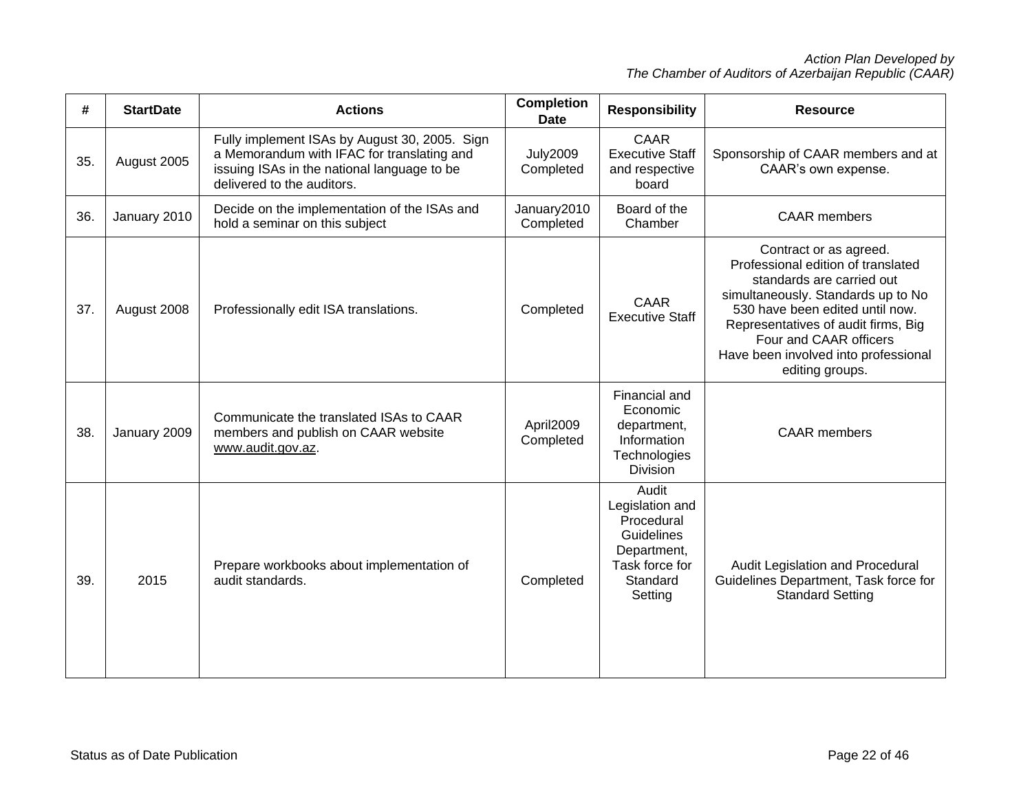| # | StartDate | Actions | Completion Date | Responsibility | Resource |
|---|---|---|---|---|---|
| 35. | August 2005 | Fully implement ISAs by August 30, 2005. Sign a Memorandum with IFAC for translating and issuing ISAs in the national language to be delivered to the auditors. | July2009 Completed | CAAR Executive Staff and respective board | Sponsorship of CAAR members and at CAAR's own expense. |
| 36. | January 2010 | Decide on the implementation of the ISAs and hold a seminar on this subject | January2010 Completed | Board of the Chamber | CAAR members |
| 37. | August 2008 | Professionally edit ISA translations. | Completed | CAAR Executive Staff | Contract or as agreed. Professional edition of translated standards are carried out simultaneously. Standards up to No 530 have been edited until now. Representatives of audit firms, Big Four and CAAR officers Have been involved into professional editing groups. |
| 38. | January 2009 | Communicate the translated ISAs to CAAR members and publish on CAAR website www.audit.gov.az. | April2009 Completed | Financial and Economic department, Information Technologies Division | CAAR members |
| 39. | 2015 | Prepare workbooks about implementation of audit standards. | Completed | Audit Legislation and Procedural Guidelines Department, Task force for Standard Setting | Audit Legislation and Procedural Guidelines Department, Task force for Standard Setting |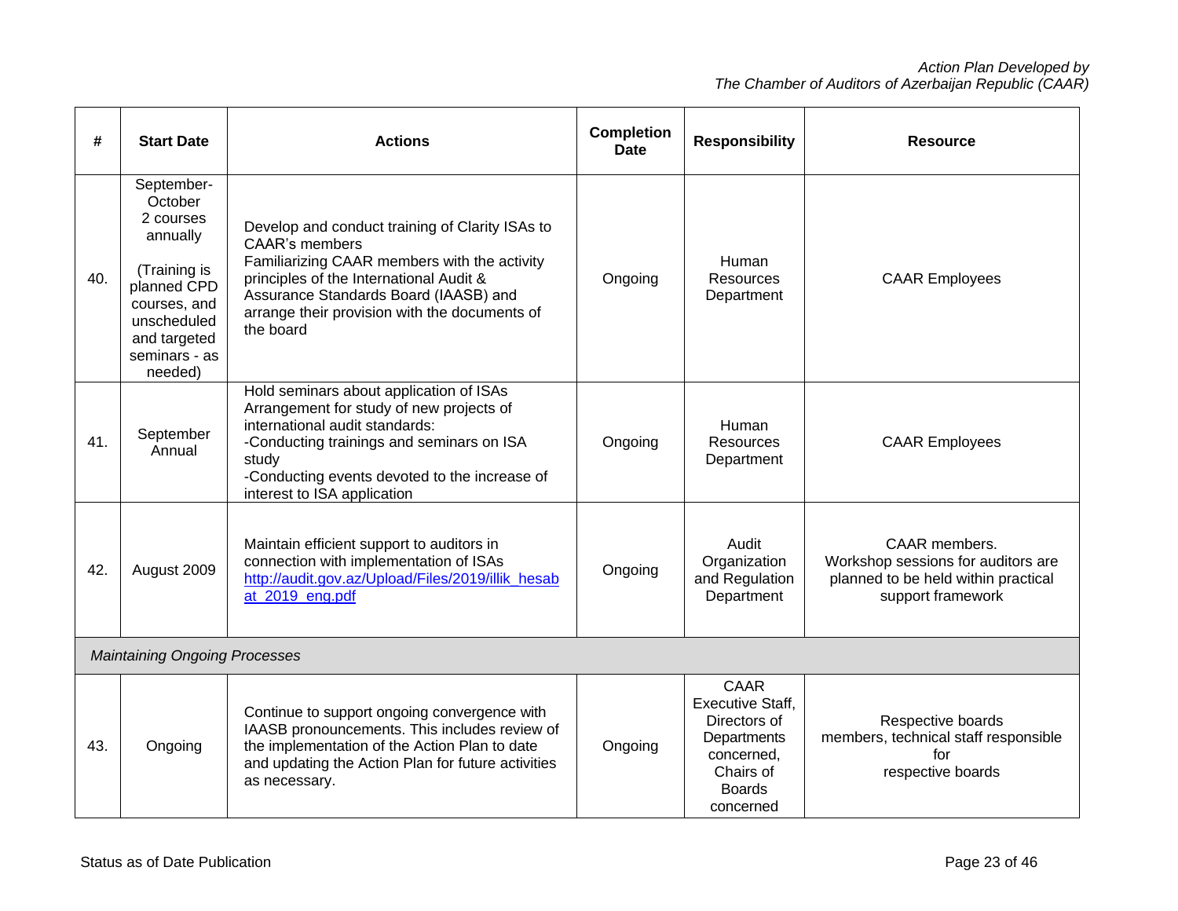| # | Start Date | Actions | Completion Date | Responsibility | Resource |
|---|---|---|---|---|---|
| 40. | September-October 2 courses annually (Training is planned CPD courses, and unscheduled and targeted seminars - as needed) | Develop and conduct training of Clarity ISAs to CAAR's members Familiarizing CAAR members with the activity principles of the International Audit & Assurance Standards Board (IAASB) and arrange their provision with the documents of the board | Ongoing | Human Resources Department | CAAR Employees |
| 41. | September Annual | Hold seminars about application of ISAs Arrangement for study of new projects of international audit standards: -Conducting trainings and seminars on ISA study -Conducting events devoted to the increase of interest to ISA application | Ongoing | Human Resources Department | CAAR Employees |
| 42. | August 2009 | Maintain efficient support to auditors in connection with implementation of ISAs [http://audit.gov.az/Upload/Files/2019/illik_hesabat_2019_eng.pdf](http://audit.gov.az/Upload/Files/2019/illik_hesabat_2019_eng.pdf) | Ongoing | Audit Organization and Regulation Department | CAAR members. Workshop sessions for auditors are planned to be held within practical support framework |
| *Maintaining Ongoing Processes* | | | | | |
| 43. | Ongoing | Continue to support ongoing convergence with IAASB pronouncements. This includes review of the implementation of the Action Plan to date and updating the Action Plan for future activities as necessary. | Ongoing | CAAR Executive Staff, Directors of Departments concerned, Chairs of Boards concerned | Respective boards members, technical staff responsible for respective boards |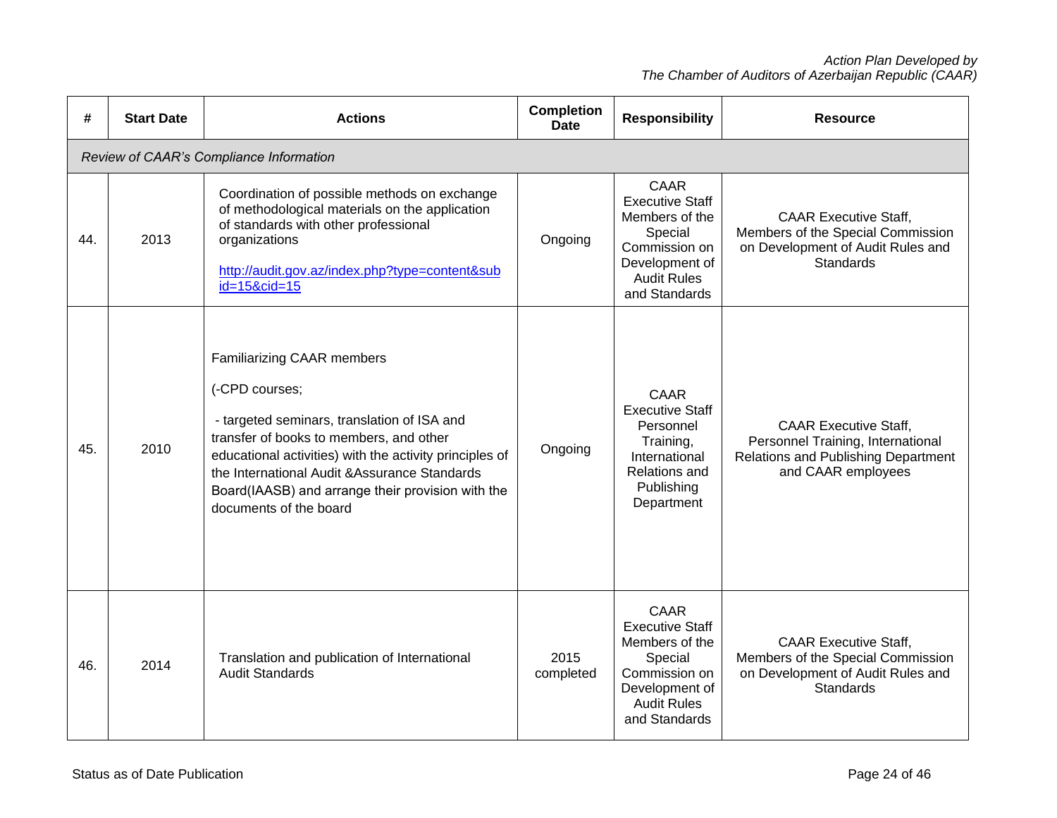| # | Start Date | Actions | Completion Date | Responsibility | Resource |
|---|---|---|---|---|---|
| *Review of CAAR's Compliance Information* | | | | | |
| 44. | 2013 | Coordination of possible methods on exchange of methodological materials on the application of standards with other professional organizations<br><br>http://audit.gov.az/index.php?type=content&subid=15&cid=15 | Ongoing | CAAR Executive Staff Members of the Special Commission on Development of Audit Rules and Standards | CAAR Executive Staff, Members of the Special Commission on Development of Audit Rules and Standards |
| 45. | 2010 | Familiarizing CAAR members<br><br>(-CPD courses;<br><br>- targeted seminars, translation of ISA and transfer of books to members, and other educational activities) with the activity principles of the International Audit &Assurance Standards Board(IAASB) and arrange their provision with the documents of the board | Ongoing | CAAR Executive Staff Personnel Training, International Relations and Publishing Department | CAAR Executive Staff, Personnel Training, International Relations and Publishing Department and CAAR employees |
| 46. | 2014 | Translation and publication of International Audit Standards | 2015 completed | CAAR Executive Staff Members of the Special Commission on Development of Audit Rules and Standards | CAAR Executive Staff, Members of the Special Commission on Development of Audit Rules and Standards |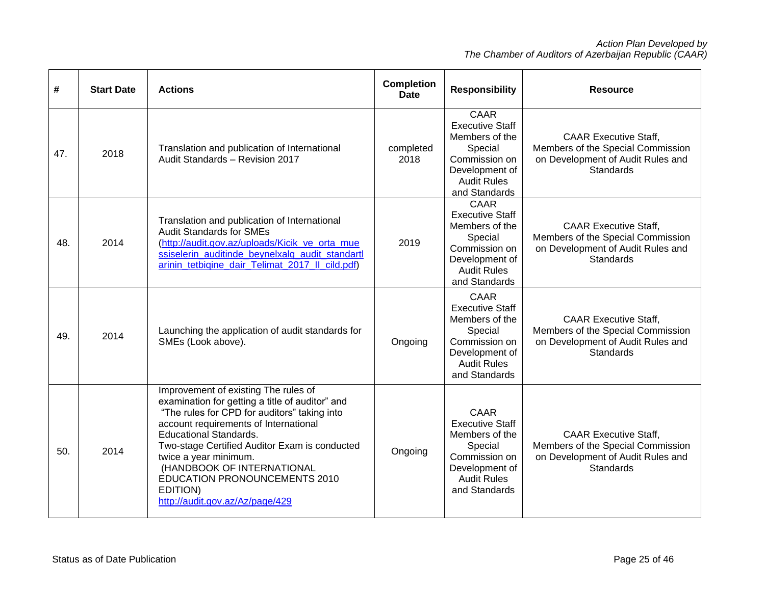| # | Start Date | Actions | Completion Date | Responsibility | Resource |
|---|---|---|---|---|---|
| 47. | 2018 | Translation and publication of International Audit Standards – Revision 2017 | completed 2018 | CAAR Executive Staff Members of the Special Commission on Development of Audit Rules and Standards | CAAR Executive Staff, Members of the Special Commission on Development of Audit Rules and Standards |
| 48. | 2014 | Translation and publication of International Audit Standards for SMEs ([http://audit.gov.az/uploads/Kicik_ve_orta_muessiselerin_auditinde_beynelxalq_audit_standartlarinin_tetbiqine_dair_Telimat_2017_II_cild.pdf](http://audit.gov.az/uploads/Kicik_ve_orta_muessiselerin_auditinde_beynelxalq_audit_standartlarinin_tetbiqine_dair_Telimat_2017_II_cild.pdf)) | 2019 | CAAR Executive Staff Members of the Special Commission on Development of Audit Rules and Standards | CAAR Executive Staff, Members of the Special Commission on Development of Audit Rules and Standards |
| 49. | 2014 | Launching the application of audit standards for SMEs (Look above). | Ongoing | CAAR Executive Staff Members of the Special Commission on Development of Audit Rules and Standards | CAAR Executive Staff, Members of the Special Commission on Development of Audit Rules and Standards |
| 50. | 2014 | Improvement of existing The rules of examination for getting a title of auditor" and "The rules for CPD for auditors" taking into account requirements of International Educational Standards.<br>Two-stage Certified Auditor Exam is conducted twice a year minimum.<br>(HANDBOOK OF INTERNATIONAL EDUCATION PRONOUNCEMENTS 2010 EDITION)<br>[http://audit.gov.az/Az/page/429](http://audit.gov.az/Az/page/429) | Ongoing | CAAR Executive Staff Members of the Special Commission on Development of Audit Rules and Standards | CAAR Executive Staff, Members of the Special Commission on Development of Audit Rules and Standards |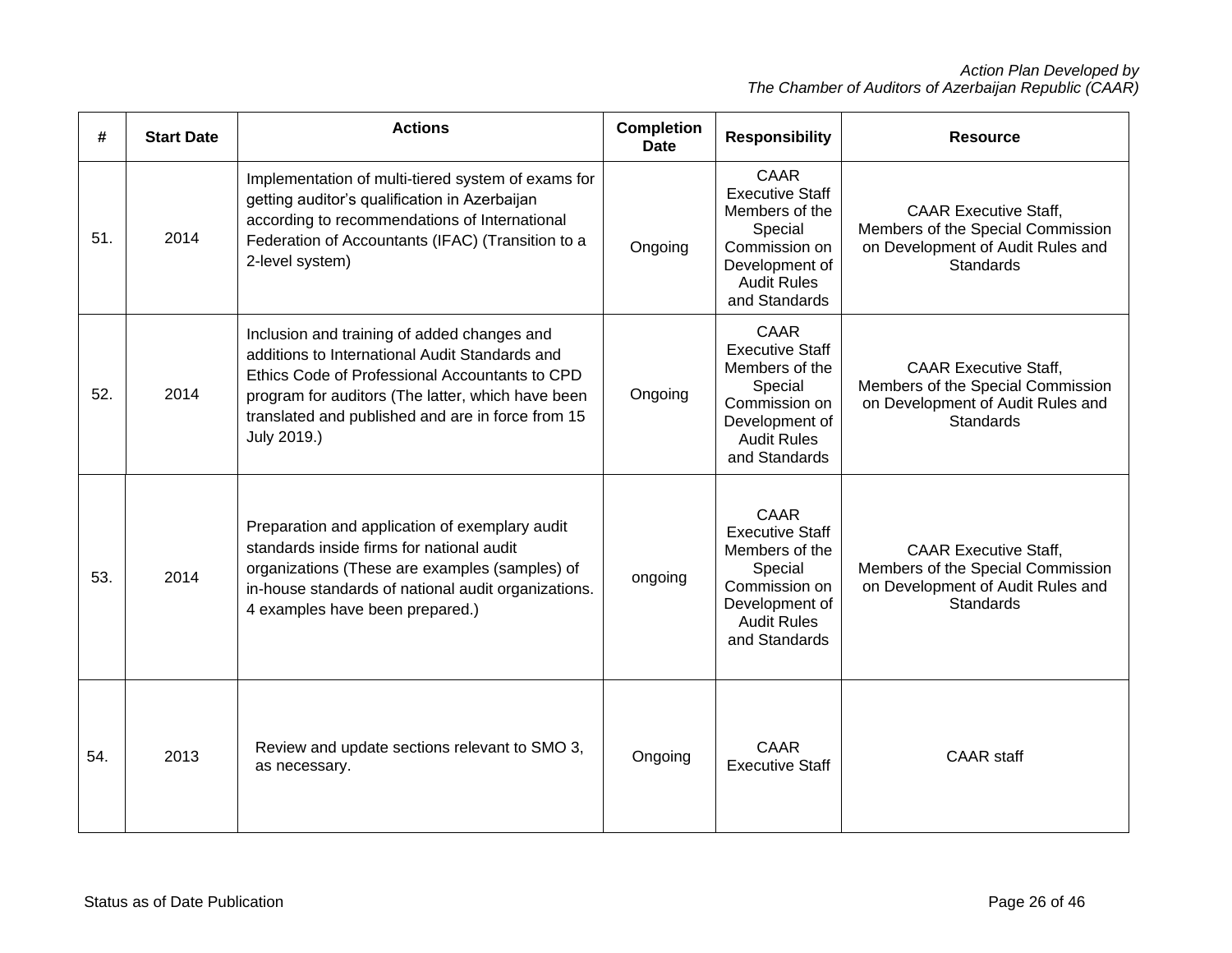| # | Start Date | Actions | Completion Date | Responsibility | Resource |
|---|---|---|---|---|---|
| 51. | 2014 | Implementation of multi-tiered system of exams for getting auditor's qualification in Azerbaijan according to recommendations of International Federation of Accountants (IFAC) (Transition to a 2-level system) | Ongoing | CAAR Executive Staff Members of the Special Commission on Development of Audit Rules and Standards | CAAR Executive Staff, Members of the Special Commission on Development of Audit Rules and Standards |
| 52. | 2014 | Inclusion and training of added changes and additions to International Audit Standards and Ethics Code of Professional Accountants to CPD program for auditors (The latter, which have been translated and published and are in force from 15 July 2019.) | Ongoing | CAAR Executive Staff Members of the Special Commission on Development of Audit Rules and Standards | CAAR Executive Staff, Members of the Special Commission on Development of Audit Rules and Standards |
| 53. | 2014 | Preparation and application of exemplary audit standards inside firms for national audit organizations (These are examples (samples) of in-house standards of national audit organizations. 4 examples have been prepared.) | ongoing | CAAR Executive Staff Members of the Special Commission on Development of Audit Rules and Standards | CAAR Executive Staff, Members of the Special Commission on Development of Audit Rules and Standards |
| 54. | 2013 | Review and update sections relevant to SMO 3, as necessary. | Ongoing | CAAR Executive Staff | CAAR staff |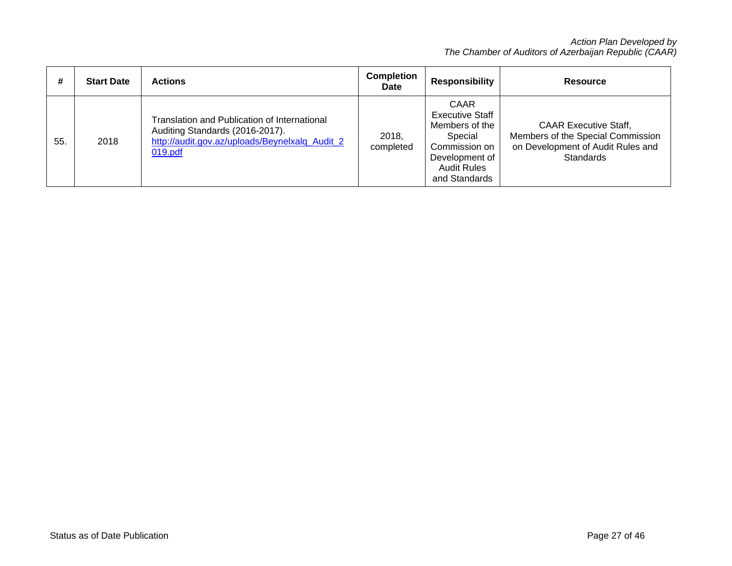| # | Start Date | Actions | Completion Date | Responsibility | Resource |
|---|---|---|---|---|---|
| 55. | 2018 | Translation and Publication of International Auditing Standards (2016-2017). [http://audit.gov.az/uploads/Beynelxalq_Audit_2019.pdf](http://audit.gov.az/uploads/Beynelxalq_Audit_2019.pdf) | 2018, completed | CAAR Executive Staff Members of the Special Commission on Development of Audit Rules and Standards | CAAR Executive Staff, Members of the Special Commission on Development of Audit Rules and Standards |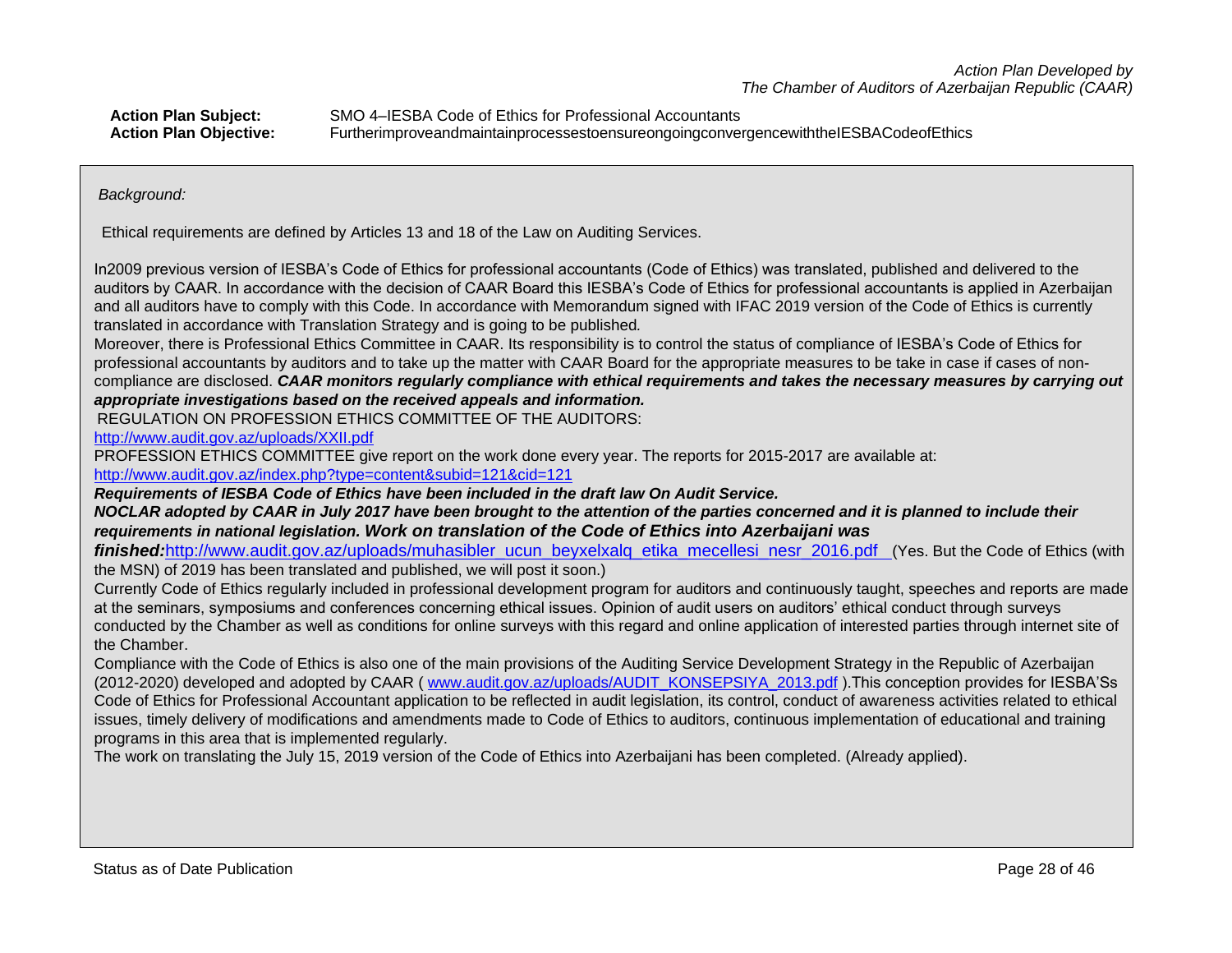*Action Plan Developed by*
*The Chamber of Auditors of Azerbaijan Republic (CAAR)*

**Action Plan Subject:** SMO 4–IESBA Code of Ethics for Professional Accountants
**Action Plan Objective:** FurtherimproveandmaintainprocessestoensureongoingconvergencewiththeIESBACodeofEthics

*Background:*

Ethical requirements are defined by Articles 13 and 18 of the Law on Auditing Services.

In2009 previous version of IESBA's Code of Ethics for professional accountants (Code of Ethics) was translated, published and delivered to the auditors by CAAR. In accordance with the decision of CAAR Board this IESBA's Code of Ethics for professional accountants is applied in Azerbaijan and all auditors have to comply with this Code. In accordance with Memorandum signed with IFAC 2019 version of the Code of Ethics is currently translated in accordance with Translation Strategy and is going to be published*.*

Moreover, there is Professional Ethics Committee in CAAR. Its responsibility is to control the status of compliance of IESBA's Code of Ethics for professional accountants by auditors and to take up the matter with CAAR Board for the appropriate measures to be take in case if cases of non-compliance are disclosed. ***CAAR monitors regularly compliance with ethical requirements and takes the necessary measures by carrying out appropriate investigations based on the received appeals and information.***

REGULATION ON PROFESSION ETHICS COMMITTEE OF THE AUDITORS:

http://www.audit.gov.az/uploads/XXII.pdf

PROFESSION ETHICS COMMITTEE give report on the work done every year. The reports for 2015-2017 are available at:

http://www.audit.gov.az/index.php?type=content&subid=121&cid=121

***Requirements of IESBA Code of Ethics have been included in the draft law On Audit Service.***

***NOCLAR adopted by CAAR in July 2017 have been brought to the attention of the parties concerned and it is planned to include their requirements in national legislation. Work on translation of the Code of Ethics into Azerbaijani was finished:***http://www.audit.gov.az/uploads/muhasibler_ucun_beyxelxalq_etika_mecellesi_nesr_2016.pdf (Yes. But the Code of Ethics (with the MSN) of 2019 has been translated and published, we will post it soon.)

Currently Code of Ethics regularly included in professional development program for auditors and continuously taught, speeches and reports are made at the seminars, symposiums and conferences concerning ethical issues. Opinion of audit users on auditors' ethical conduct through surveys conducted by the Chamber as well as conditions for online surveys with this regard and online application of interested parties through internet site of the Chamber.

Compliance with the Code of Ethics is also one of the main provisions of the Auditing Service Development Strategy in the Republic of Azerbaijan (2012-2020) developed and adopted by CAAR ( www.audit.gov.az/uploads/AUDIT_KONSEPSIYA_2013.pdf ).This conception provides for IESBA'Ss Code of Ethics for Professional Accountant application to be reflected in audit legislation, its control, conduct of awareness activities related to ethical issues, timely delivery of modifications and amendments made to Code of Ethics to auditors, continuous implementation of educational and training programs in this area that is implemented regularly.

The work on translating the July 15, 2019 version of the Code of Ethics into Azerbaijani has been completed. (Already applied).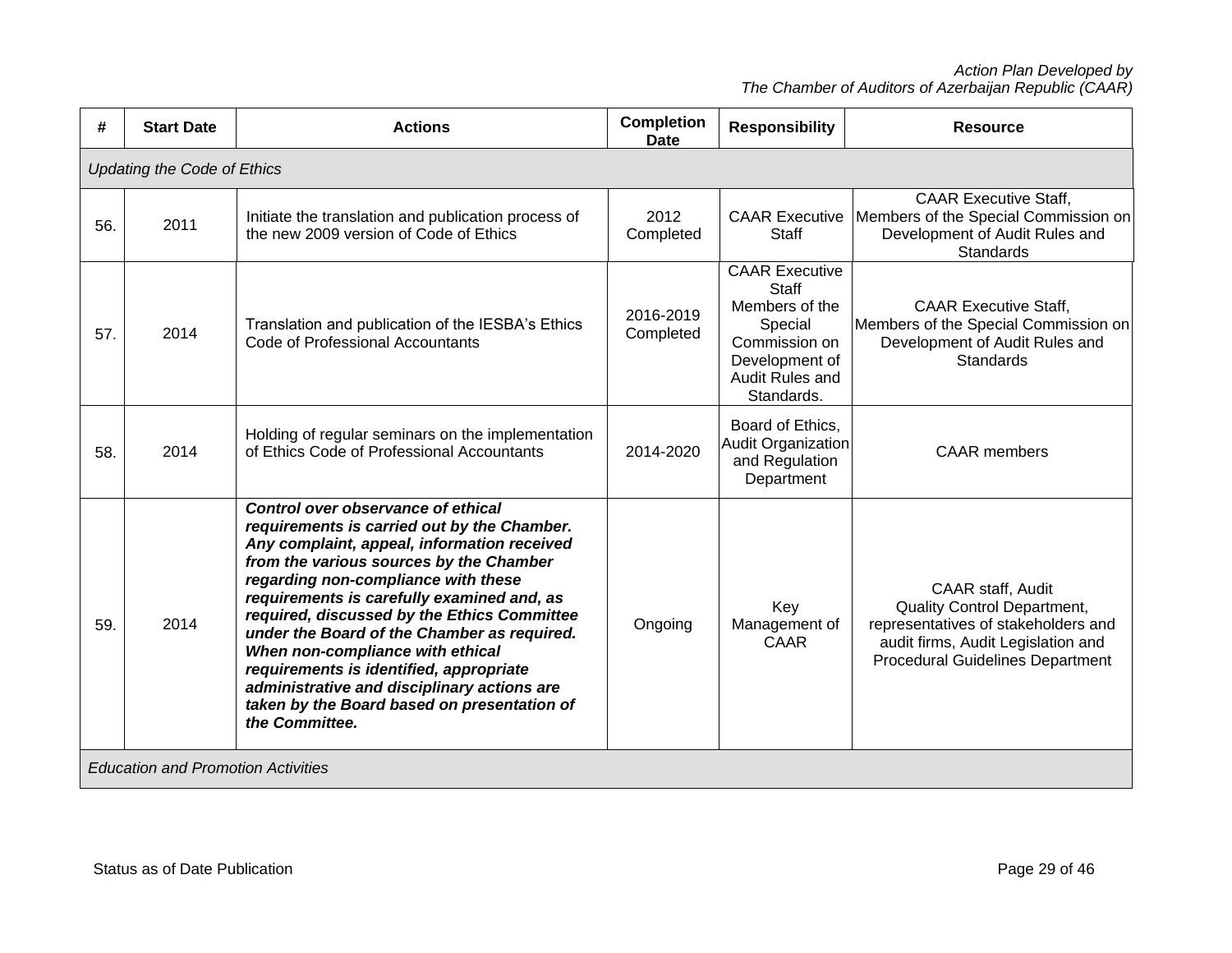| # | Start Date | Actions | Completion Date | Responsibility | Resource |
|---|---|---|---|---|---|
| *Updating the Code of Ethics* | | | | | |
| 56. | 2011 | Initiate the translation and publication process of the new 2009 version of Code of Ethics | 2012 Completed | CAAR Executive Staff | CAAR Executive Staff, Members of the Special Commission on Development of Audit Rules and Standards |
| 57. | 2014 | Translation and publication of the IESBA's Ethics Code of Professional Accountants | 2016-2019 Completed | CAAR Executive Staff Members of the Special Commission on Development of Audit Rules and Standards. | CAAR Executive Staff, Members of the Special Commission on Development of Audit Rules and Standards |
| 58. | 2014 | Holding of regular seminars on the implementation of Ethics Code of Professional Accountants | 2014-2020 | Board of Ethics, Audit Organization and Regulation Department | CAAR members |
| 59. | 2014 | ***Control over observance of ethical requirements is carried out by the Chamber. Any complaint, appeal, information received from the various sources by the Chamber regarding non-compliance with these requirements is carefully examined and, as required, discussed by the Ethics Committee under the Board of the Chamber as required. When non-compliance with ethical requirements is identified, appropriate administrative and disciplinary actions are taken by the Board based on presentation of the Committee.*** | Ongoing | Key Management of CAAR | CAAR staff, Audit Quality Control Department, representatives of stakeholders and audit firms, Audit Legislation and Procedural Guidelines Department |
| *Education and Promotion Activities* | | | | | |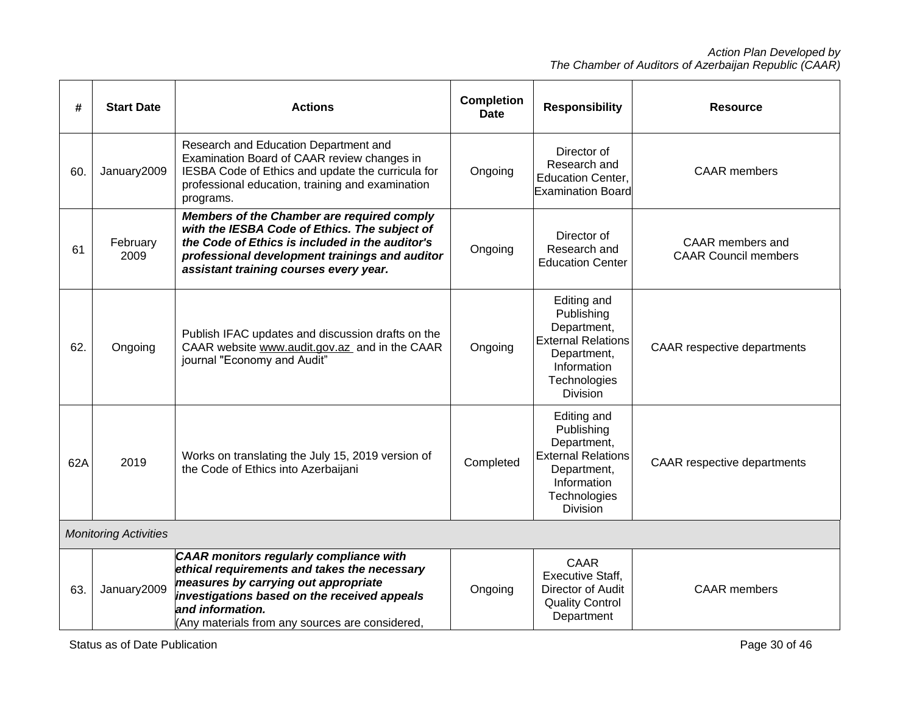| # | Start Date | Actions | Completion Date | Responsibility | Resource |
|---|---|---|---|---|---|
| 60. | January2009 | Research and Education Department and Examination Board of CAAR review changes in IESBA Code of Ethics and update the curricula for professional education, training and examination programs. | Ongoing | Director of Research and Education Center, Examination Board | CAAR members |
| 61 | February 2009 | ***Members of the Chamber are required comply with the IESBA Code of Ethics. The subject of the Code of Ethics is included in the auditor's professional development trainings and auditor assistant training courses every year.*** | Ongoing | Director of Research and Education Center | CAAR members and CAAR Council members |
| 62. | Ongoing | Publish IFAC updates and discussion drafts on the CAAR website www.audit.gov.az and in the CAAR journal "Economy and Audit" | Ongoing | Editing and Publishing Department, External Relations Department, Information Technologies Division | CAAR respective departments |
| 62A | 2019 | Works on translating the July 15, 2019 version of the Code of Ethics into Azerbaijani | Completed | Editing and Publishing Department, External Relations Department, Information Technologies Division | CAAR respective departments |
| *Monitoring Activities* | | | | | |
| 63. | January2009 | ***CAAR monitors regularly compliance with ethical requirements and takes the necessary measures by carrying out appropriate investigations based on the received appeals and information.*** (Any materials from any sources are considered, | Ongoing | CAAR Executive Staff, Director of Audit Quality Control Department | CAAR members |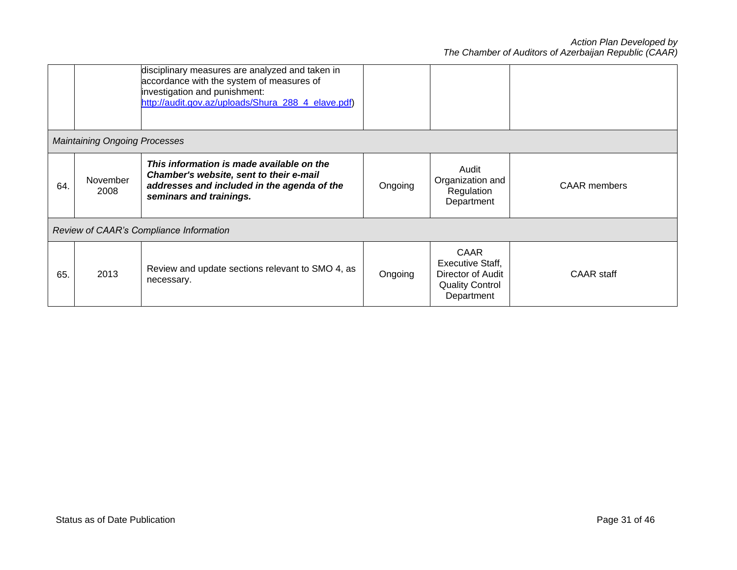| | | | | | |
|---|---|---|---|---|---|
| | | disciplinary measures are analyzed and taken in accordance with the system of measures of investigation and punishment: http://audit.gov.az/uploads/Shura_288_4_elave.pdf) | | | |
| *Maintaining Ongoing Processes* | | | | | |
| 64. | November 2008 | ***This information is made available on the Chamber's website, sent to their e-mail addresses and included in the agenda of the seminars and trainings.*** | Ongoing | Audit Organization and Regulation Department | CAAR members |
| *Review of CAAR's Compliance Information* | | | | | |
| 65. | 2013 | Review and update sections relevant to SMO 4, as necessary. | Ongoing | CAAR Executive Staff, Director of Audit Quality Control Department | CAAR staff |

Status as of Date Publication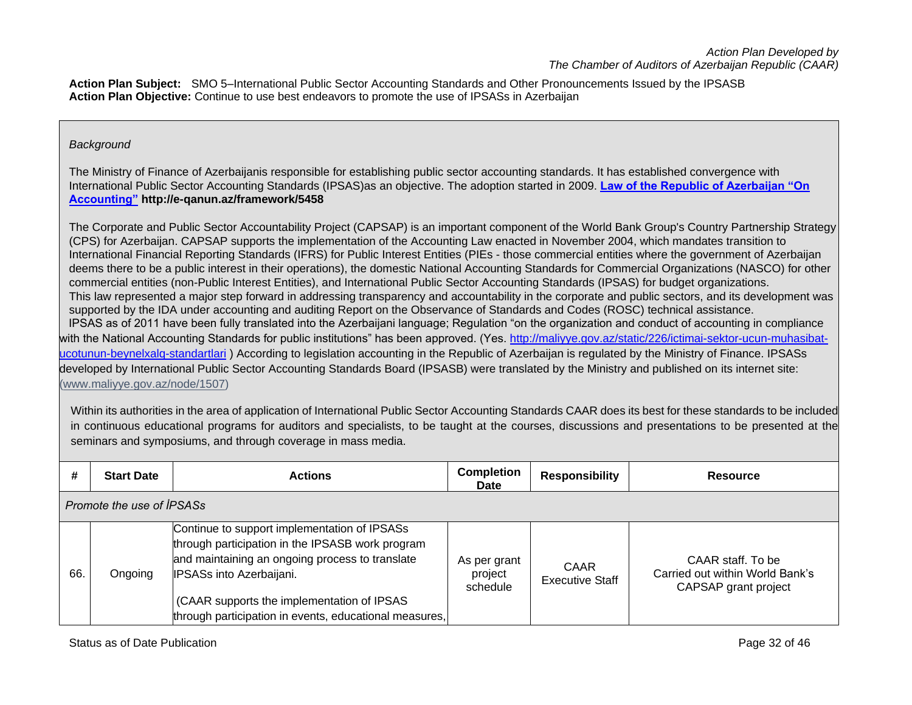**Action Plan Subject:** SMO 5–International Public Sector Accounting Standards and Other Pronouncements Issued by the IPSASB
**Action Plan Objective:** Continue to use best endeavors to promote the use of IPSASs in Azerbaijan

*Background*

The Ministry of Finance of Azerbaijanis responsible for establishing public sector accounting standards. It has established convergence with International Public Sector Accounting Standards (IPSAS)as an objective. The adoption started in 2009. **Law of the Republic of Azerbaijan "On Accounting" http://e-qanun.az/framework/5458**

The Corporate and Public Sector Accountability Project (CAPSAP) is an important component of the World Bank Group's Country Partnership Strategy (CPS) for Azerbaijan. CAPSAP supports the implementation of the Accounting Law enacted in November 2004, which mandates transition to International Financial Reporting Standards (IFRS) for Public Interest Entities (PIEs - those commercial entities where the government of Azerbaijan deems there to be a public interest in their operations), the domestic National Accounting Standards for Commercial Organizations (NASCO) for other commercial entities (non-Public Interest Entities), and International Public Sector Accounting Standards (IPSAS) for budget organizations.
This law represented a major step forward in addressing transparency and accountability in the corporate and public sectors, and its development was supported by the IDA under accounting and auditing Report on the Observance of Standards and Codes (ROSC) technical assistance.
IPSAS as of 2011 have been fully translated into the Azerbaijani language; Regulation "on the organization and conduct of accounting in compliance with the National Accounting Standards for public institutions" has been approved. (Yes. http://maliyye.gov.az/static/226/ictimai-sektor-ucun-muhasibat-ucotunun-beynelxalq-standartlari ) According to legislation accounting in the Republic of Azerbaijan is regulated by the Ministry of Finance. IPSASs developed by International Public Sector Accounting Standards Board (IPSASB) were translated by the Ministry and published on its internet site: (www.maliyye.gov.az/node/1507)

Within its authorities in the area of application of International Public Sector Accounting Standards CAAR does its best for these standards to be included in continuous educational programs for auditors and specialists, to be taught at the courses, discussions and presentations to be presented at the seminars and symposiums, and through coverage in mass media.

| # | Start Date | Actions | Completion Date | Responsibility | Resource |
|---|---|---|---|---|---|
| *Promote the use of İPSASs* | | | | | |
| 66. | Ongoing | Continue to support implementation of IPSASs through participation in the IPSASB work program and maintaining an ongoing process to translate IPSASs into Azerbaijani.<br><br>(CAAR supports the implementation of IPSAS through participation in events, educational measures, | As per grant project schedule | CAAR Executive Staff | CAAR staff. To be Carried out within World Bank's CAPSAP grant project |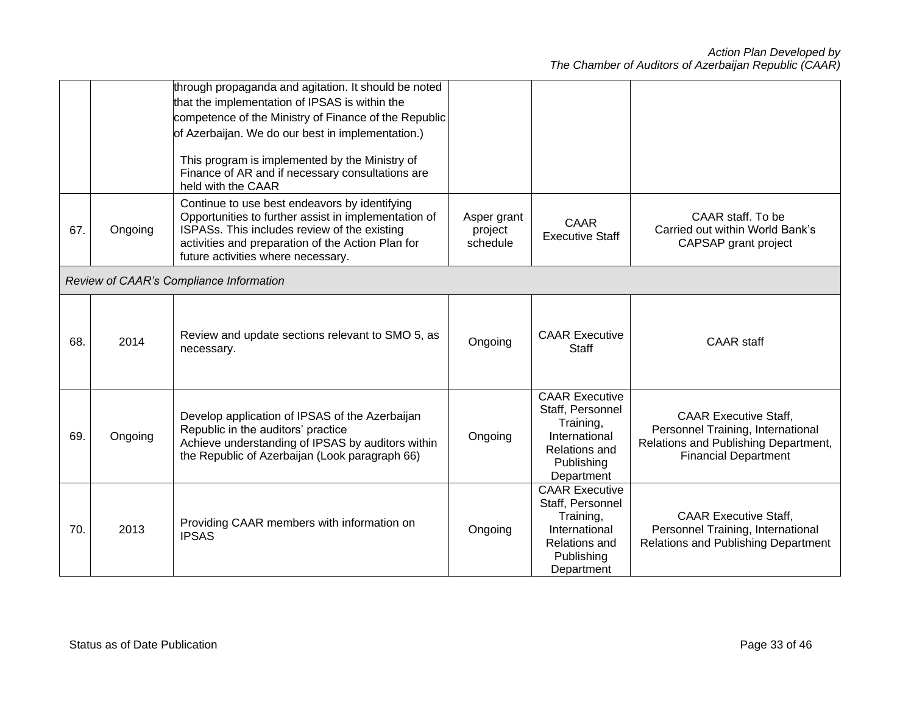| | | | | | |
|---|---|---|---|---|---|
| | | through propaganda and agitation. It should be noted that the implementation of IPSAS is within the competence of the Ministry of Finance of the Republic of Azerbaijan. We do our best in implementation.)<br><br>This program is implemented by the Ministry of Finance of AR and if necessary consultations are held with the CAAR | | | |
| 67. | Ongoing | Continue to use best endeavors by identifying Opportunities to further assist in implementation of ISPASs. This includes review of the existing activities and preparation of the Action Plan for future activities where necessary. | Asper grant project schedule | CAAR Executive Staff | CAAR staff. To be Carried out within World Bank's CAPSAP grant project |
| *Review of CAAR's Compliance Information* | | | | | |
| 68. | 2014 | Review and update sections relevant to SMO 5, as necessary. | Ongoing | CAAR Executive Staff | CAAR staff |
| 69. | Ongoing | Develop application of IPSAS of the Azerbaijan Republic in the auditors' practice<br>Achieve understanding of IPSAS by auditors within the Republic of Azerbaijan (Look paragraph 66) | Ongoing | CAAR Executive Staff, Personnel Training, International Relations and Publishing Department | CAAR Executive Staff, Personnel Training, International Relations and Publishing Department, Financial Department |
| 70. | 2013 | Providing CAAR members with information on IPSAS | Ongoing | CAAR Executive Staff, Personnel Training, International Relations and Publishing Department | CAAR Executive Staff, Personnel Training, International Relations and Publishing Department |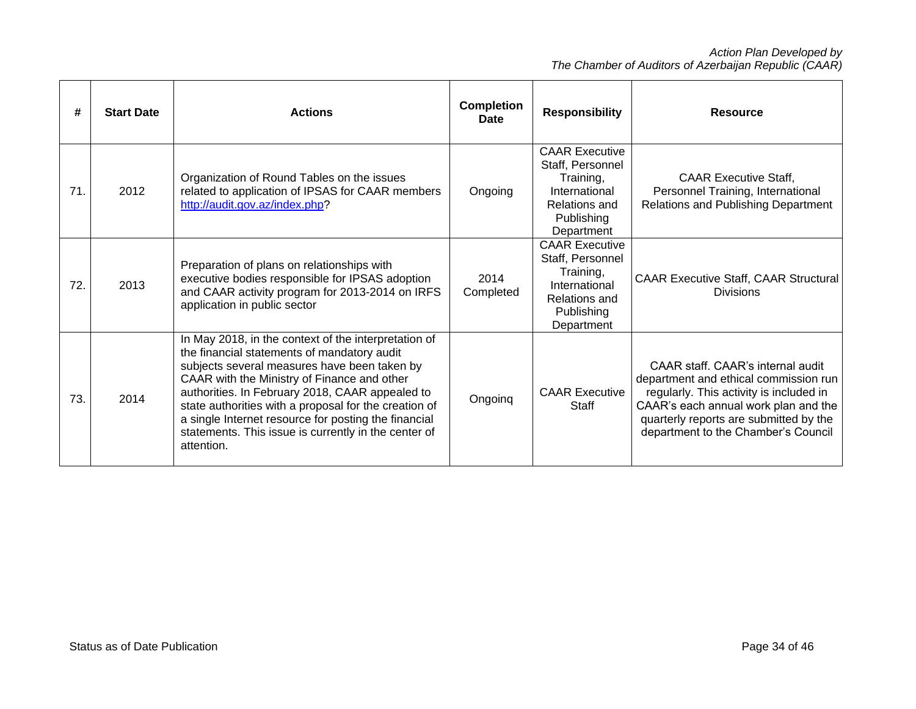| # | Start Date | Actions | Completion Date | Responsibility | Resource |
|---|---|---|---|---|---|
| 71. | 2012 | Organization of Round Tables on the issues related to application of IPSAS for CAAR members http://audit.gov.az/index.php? | Ongoing | CAAR Executive Staff, Personnel Training, International Relations and Publishing Department | CAAR Executive Staff, Personnel Training, International Relations and Publishing Department |
| 72. | 2013 | Preparation of plans on relationships with executive bodies responsible for IPSAS adoption and CAAR activity program for 2013-2014 on IRFS application in public sector | 2014 Completed | CAAR Executive Staff, Personnel Training, International Relations and Publishing Department | CAAR Executive Staff, CAAR Structural Divisions |
| 73. | 2014 | In May 2018, in the context of the interpretation of the financial statements of mandatory audit subjects several measures have been taken by CAAR with the Ministry of Finance and other authorities. In February 2018, CAAR appealed to state authorities with a proposal for the creation of a single Internet resource for posting the financial statements. This issue is currently in the center of attention. | Ongoinq | CAAR Executive Staff | CAAR staff. CAAR's internal audit department and ethical commission run regularly. This activity is included in CAAR's each annual work plan and the quarterly reports are submitted by the department to the Chamber's Council |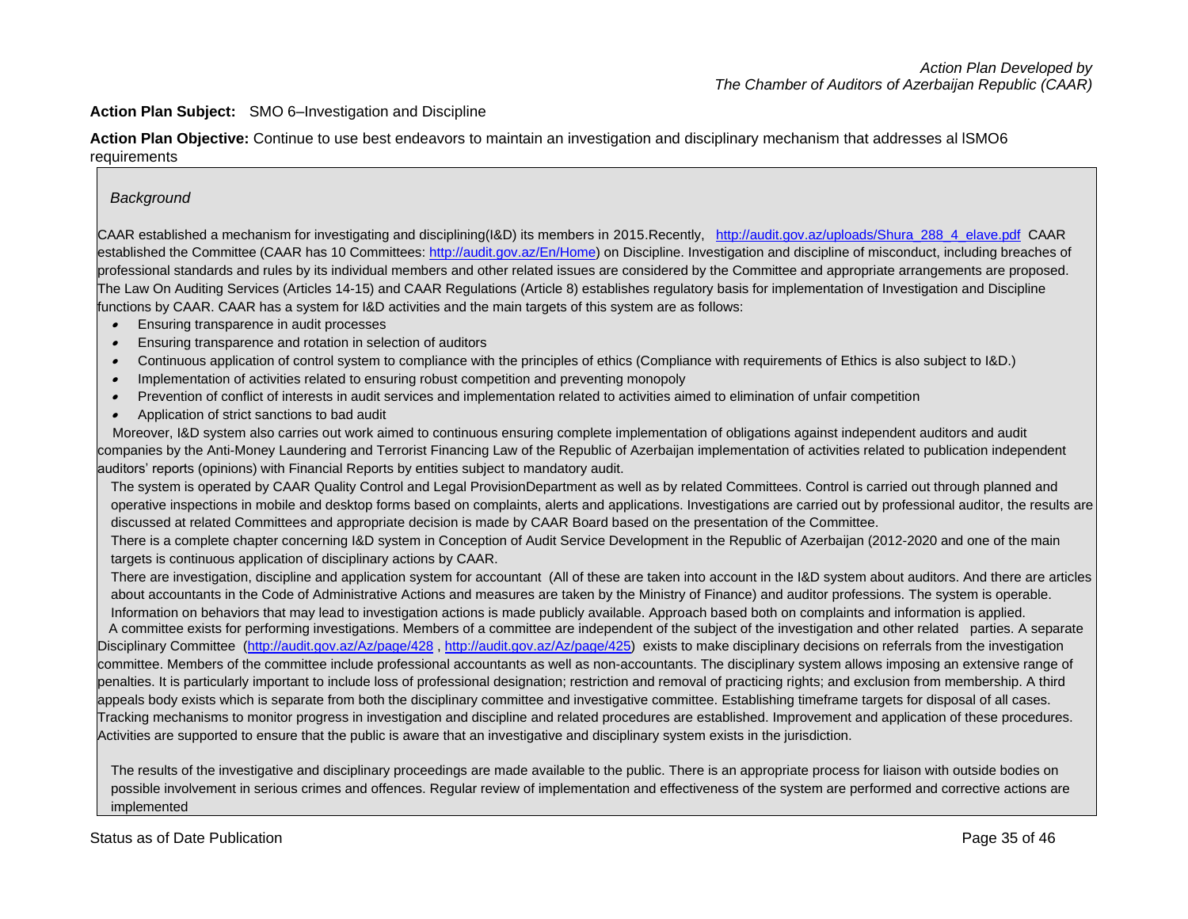*Action Plan Developed by*
*The Chamber of Auditors of Azerbaijan Republic (CAAR)*

**Action Plan Subject:** SMO 6–Investigation and Discipline

**Action Plan Objective:** Continue to use best endeavors to maintain an investigation and disciplinary mechanism that addresses al lSMO6 requirements

*Background*

CAAR established a mechanism for investigating and disciplining(I&D) its members in 2015.Recently, http://audit.gov.az/uploads/Shura_288_4_elave.pdf CAAR established the Committee (CAAR has 10 Committees: http://audit.gov.az/En/Home) on Discipline. Investigation and discipline of misconduct, including breaches of professional standards and rules by its individual members and other related issues are considered by the Committee and appropriate arrangements are proposed. The Law On Auditing Services (Articles 14-15) and CAAR Regulations (Article 8) establishes regulatory basis for implementation of Investigation and Discipline functions by CAAR. CAAR has a system for I&D activities and the main targets of this system are as follows:

- Ensuring transparence in audit processes
- Ensuring transparence and rotation in selection of auditors
- Continuous application of control system to compliance with the principles of ethics (Compliance with requirements of Ethics is also subject to I&D.)
- Implementation of activities related to ensuring robust competition and preventing monopoly
- Prevention of conflict of interests in audit services and implementation related to activities aimed to elimination of unfair competition
- Application of strict sanctions to bad audit

Moreover, I&D system also carries out work aimed to continuous ensuring complete implementation of obligations against independent auditors and audit companies by the Anti-Money Laundering and Terrorist Financing Law of the Republic of Azerbaijan implementation of activities related to publication independent auditors' reports (opinions) with Financial Reports by entities subject to mandatory audit.

The system is operated by CAAR Quality Control and Legal ProvisionDepartment as well as by related Committees. Control is carried out through planned and operative inspections in mobile and desktop forms based on complaints, alerts and applications. Investigations are carried out by professional auditor, the results are discussed at related Committees and appropriate decision is made by CAAR Board based on the presentation of the Committee.

There is a complete chapter concerning I&D system in Conception of Audit Service Development in the Republic of Azerbaijan (2012-2020 and one of the main targets is continuous application of disciplinary actions by CAAR.

There are investigation, discipline and application system for accountant (All of these are taken into account in the I&D system about auditors. And there are articles about accountants in the Code of Administrative Actions and measures are taken by the Ministry of Finance) and auditor professions. The system is operable.

Information on behaviors that may lead to investigation actions is made publicly available. Approach based both on complaints and information is applied.

A committee exists for performing investigations. Members of a committee are independent of the subject of the investigation and other related parties. A separate Disciplinary Committee (http://audit.gov.az/Az/page/428 , http://audit.gov.az/Az/page/425) exists to make disciplinary decisions on referrals from the investigation committee. Members of the committee include professional accountants as well as non-accountants. The disciplinary system allows imposing an extensive range of penalties. It is particularly important to include loss of professional designation; restriction and removal of practicing rights; and exclusion from membership. A third appeals body exists which is separate from both the disciplinary committee and investigative committee. Establishing timeframe targets for disposal of all cases. Tracking mechanisms to monitor progress in investigation and discipline and related procedures are established. Improvement and application of these procedures. Activities are supported to ensure that the public is aware that an investigative and disciplinary system exists in the jurisdiction.

The results of the investigative and disciplinary proceedings are made available to the public. There is an appropriate process for liaison with outside bodies on possible involvement in serious crimes and offences. Regular review of implementation and effectiveness of the system are performed and corrective actions are implemented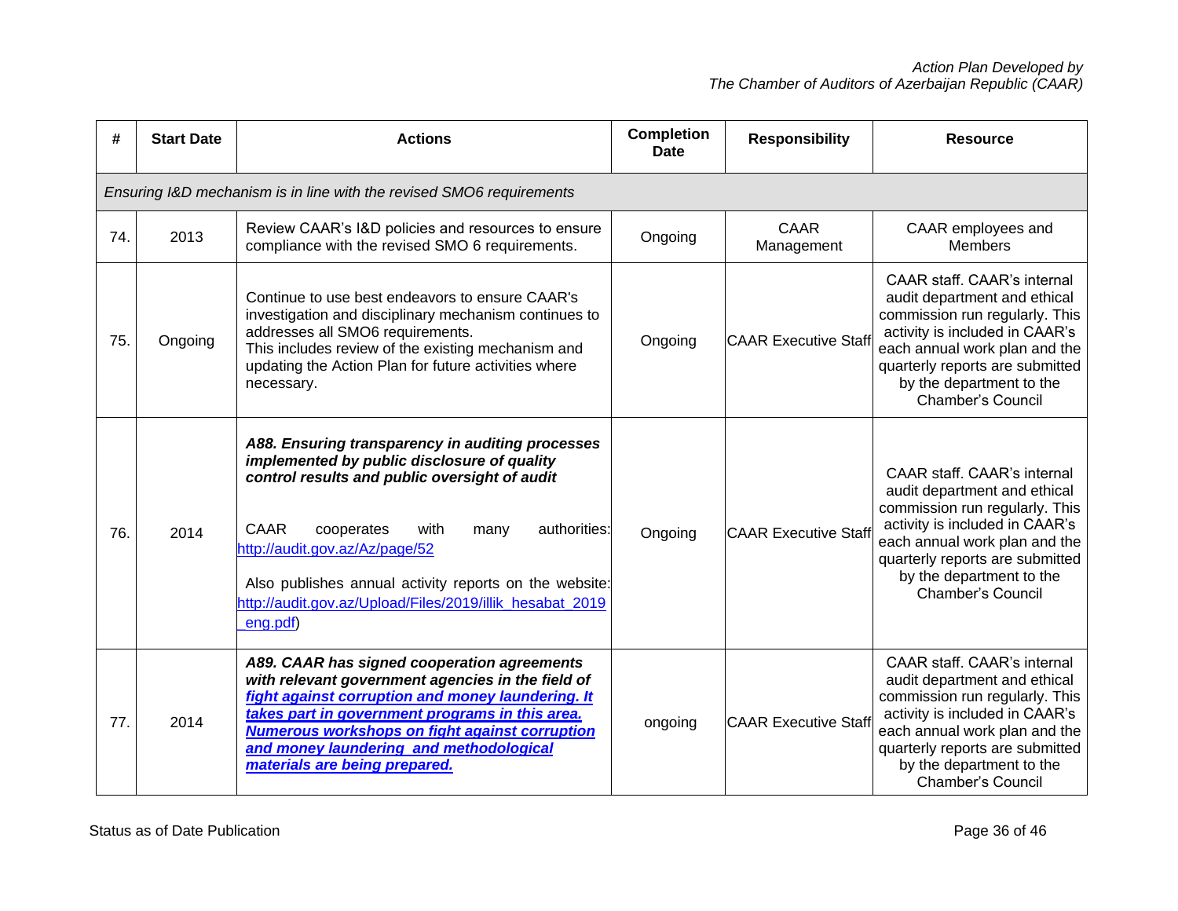| # | Start Date | Actions | Completion Date | Responsibility | Resource |
|---|---|---|---|---|---|
| *Ensuring I&D mechanism is in line with the revised SMO6 requirements* | | | | | |
| 74. | 2013 | Review CAAR's I&D policies and resources to ensure compliance with the revised SMO 6 requirements. | Ongoing | CAAR Management | CAAR employees and Members |
| 75. | Ongoing | Continue to use best endeavors to ensure CAAR's investigation and disciplinary mechanism continues to addresses all SMO6 requirements.<br>This includes review of the existing mechanism and updating the Action Plan for future activities where necessary. | Ongoing | CAAR Executive Staff | CAAR staff. CAAR's internal audit department and ethical commission run regularly. This activity is included in CAAR's each annual work plan and the quarterly reports are submitted by the department to the Chamber's Council |
| 76. | 2014 | ***A88. Ensuring transparency in auditing processes implemented by public disclosure of quality control results and public oversight of audit***<br><br>CAAR cooperates with many authorities: http://audit.gov.az/Az/page/52<br><br>Also publishes annual activity reports on the website: http://audit.gov.az/Upload/Files/2019/illik_hesabat_2019_eng.pdf) | Ongoing | CAAR Executive Staff | CAAR staff. CAAR's internal audit department and ethical commission run regularly. This activity is included in CAAR's each annual work plan and the quarterly reports are submitted by the department to the Chamber's Council |
| 77. | 2014 | ***A89. CAAR has signed cooperation agreements with relevant government agencies in the field of fight against corruption and money laundering. It takes part in government programs in this area. Numerous workshops on fight against corruption and money laundering and methodological materials are being prepared.*** | ongoing | CAAR Executive Staff | CAAR staff. CAAR's internal audit department and ethical commission run regularly. This activity is included in CAAR's each annual work plan and the quarterly reports are submitted by the department to the Chamber's Council |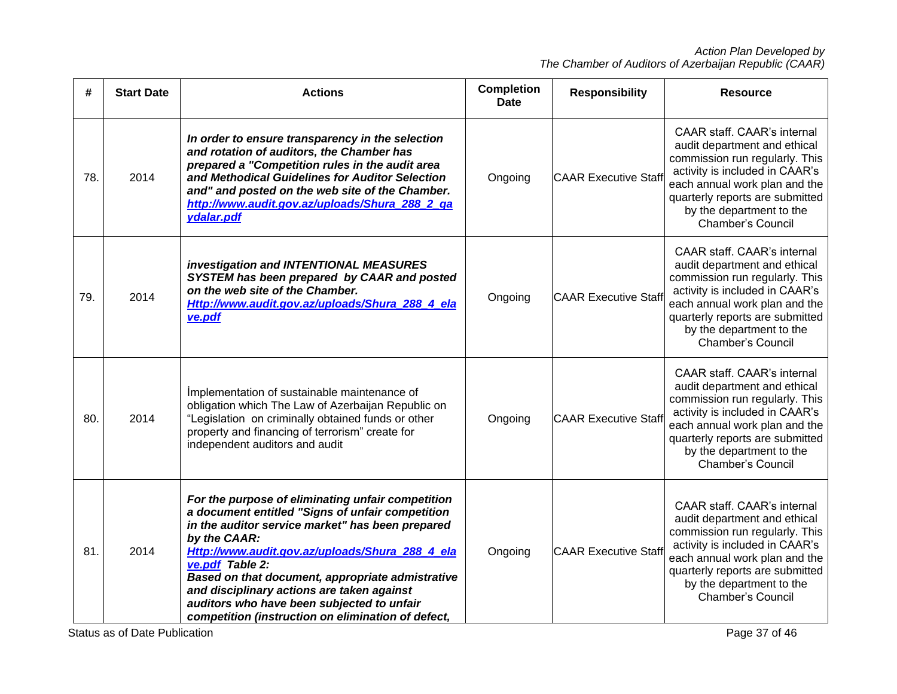| # | Start Date | Actions | Completion Date | Responsibility | Resource |
|---|---|---|---|---|---|
| 78. | 2014 | ***In order to ensure transparency in the selection and rotation of auditors, the Chamber has prepared a "Competition rules in the audit area and Methodical Guidelines for Auditor Selection and" and posted on the web site of the Chamber. http://www.audit.gov.az/uploads/Shura_288_2_qaydalar.pdf*** | Ongoing | CAAR Executive Staff | CAAR staff. CAAR's internal audit department and ethical commission run regularly. This activity is included in CAAR's each annual work plan and the quarterly reports are submitted by the department to the Chamber's Council |
| 79. | 2014 | ***investigation and INTENTIONAL MEASURES SYSTEM has been prepared by CAAR and posted on the web site of the Chamber. Http://www.audit.gov.az/uploads/Shura_288_4_elave.pdf*** | Ongoing | CAAR Executive Staff | CAAR staff. CAAR's internal audit department and ethical commission run regularly. This activity is included in CAAR's each annual work plan and the quarterly reports are submitted by the department to the Chamber's Council |
| 80. | 2014 | İmplementation of sustainable maintenance of obligation which The Law of Azerbaijan Republic on "Legislation on criminally obtained funds or other property and financing of terrorism" create for independent auditors and audit | Ongoing | CAAR Executive Staff | CAAR staff. CAAR's internal audit department and ethical commission run regularly. This activity is included in CAAR's each annual work plan and the quarterly reports are submitted by the department to the Chamber's Council |
| 81. | 2014 | ***For the purpose of eliminating unfair competition a document entitled "Signs of unfair competition in the auditor service market" has been prepared by the CAAR: Http://www.audit.gov.az/uploads/Shura_288_4_elave.pdf Table 2: Based on that document, appropriate admistrative and disciplinary actions are taken against auditors who have been subjected to unfair competition (instruction on elimination of defect,*** | Ongoing | CAAR Executive Staff | CAAR staff. CAAR's internal audit department and ethical commission run regularly. This activity is included in CAAR's each annual work plan and the quarterly reports are submitted by the department to the Chamber's Council |

Status as of Date Publication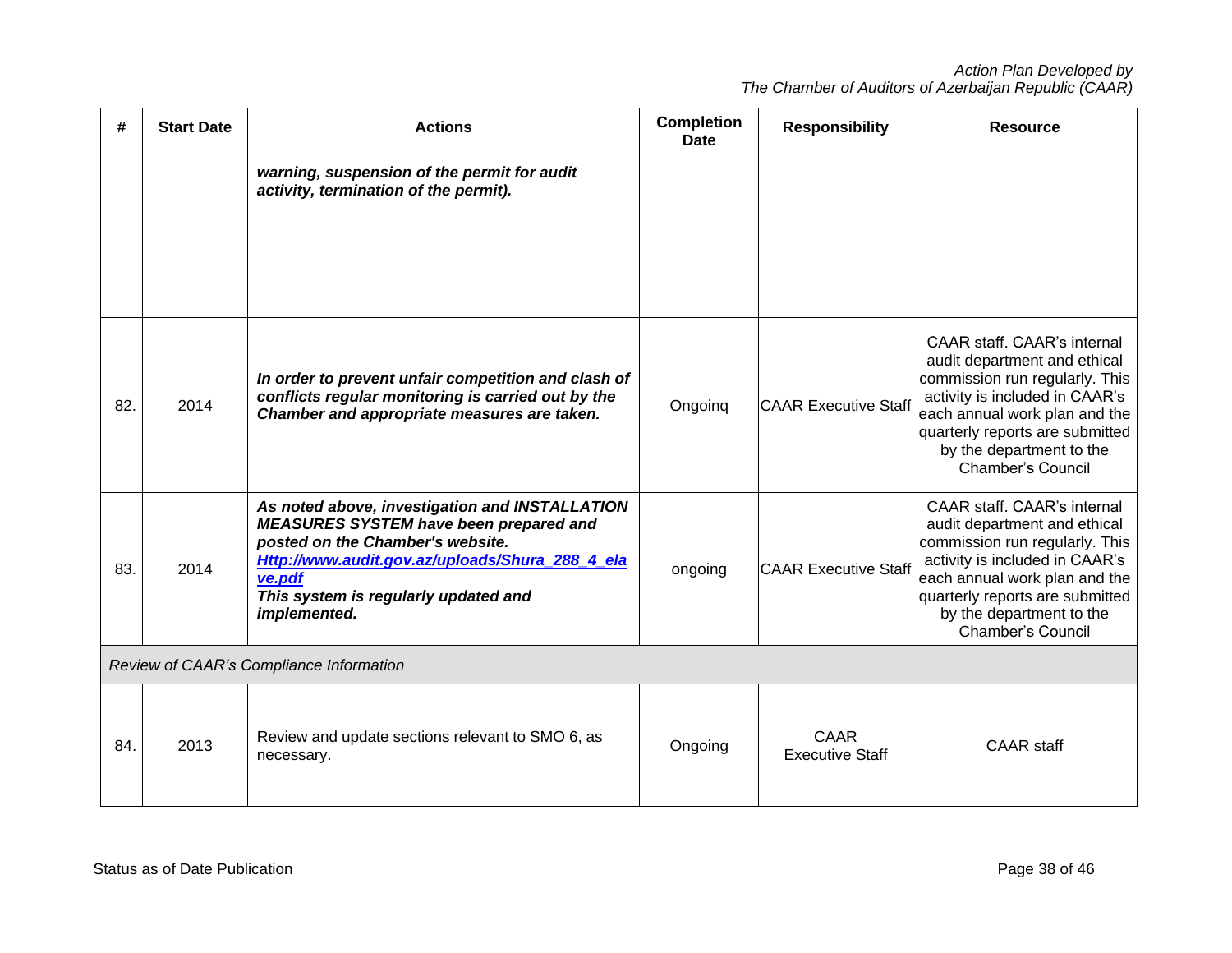| # | Start Date | Actions | Completion Date | Responsibility | Resource |
|---|---|---|---|---|---|
| | | ***warning, suspension of the permit for audit activity, termination of the permit).*** | | | |
| 82. | 2014 | ***In order to prevent unfair competition and clash of conflicts regular monitoring is carried out by the Chamber and appropriate measures are taken.*** | Ongoinq | CAAR Executive Staff | CAAR staff. CAAR's internal audit department and ethical commission run regularly. This activity is included in CAAR's each annual work plan and the quarterly reports are submitted by the department to the Chamber's Council |
| 83. | 2014 | ***As noted above, investigation and INSTALLATION MEASURES SYSTEM have been prepared and posted on the Chamber's website. [Http://www.audit.gov.az/uploads/Shura_288_4_elave.pdf](Http://www.audit.gov.az/uploads/Shura_288_4_elave.pdf) This system is regularly updated and implemented.*** | ongoing | CAAR Executive Staff | CAAR staff. CAAR's internal audit department and ethical commission run regularly. This activity is included in CAAR's each annual work plan and the quarterly reports are submitted by the department to the Chamber's Council |
| *Review of CAAR's Compliance Information* | | | | | |
| 84. | 2013 | Review and update sections relevant to SMO 6, as necessary. | Ongoing | CAAR Executive Staff | CAAR staff |

Status as of Date Publication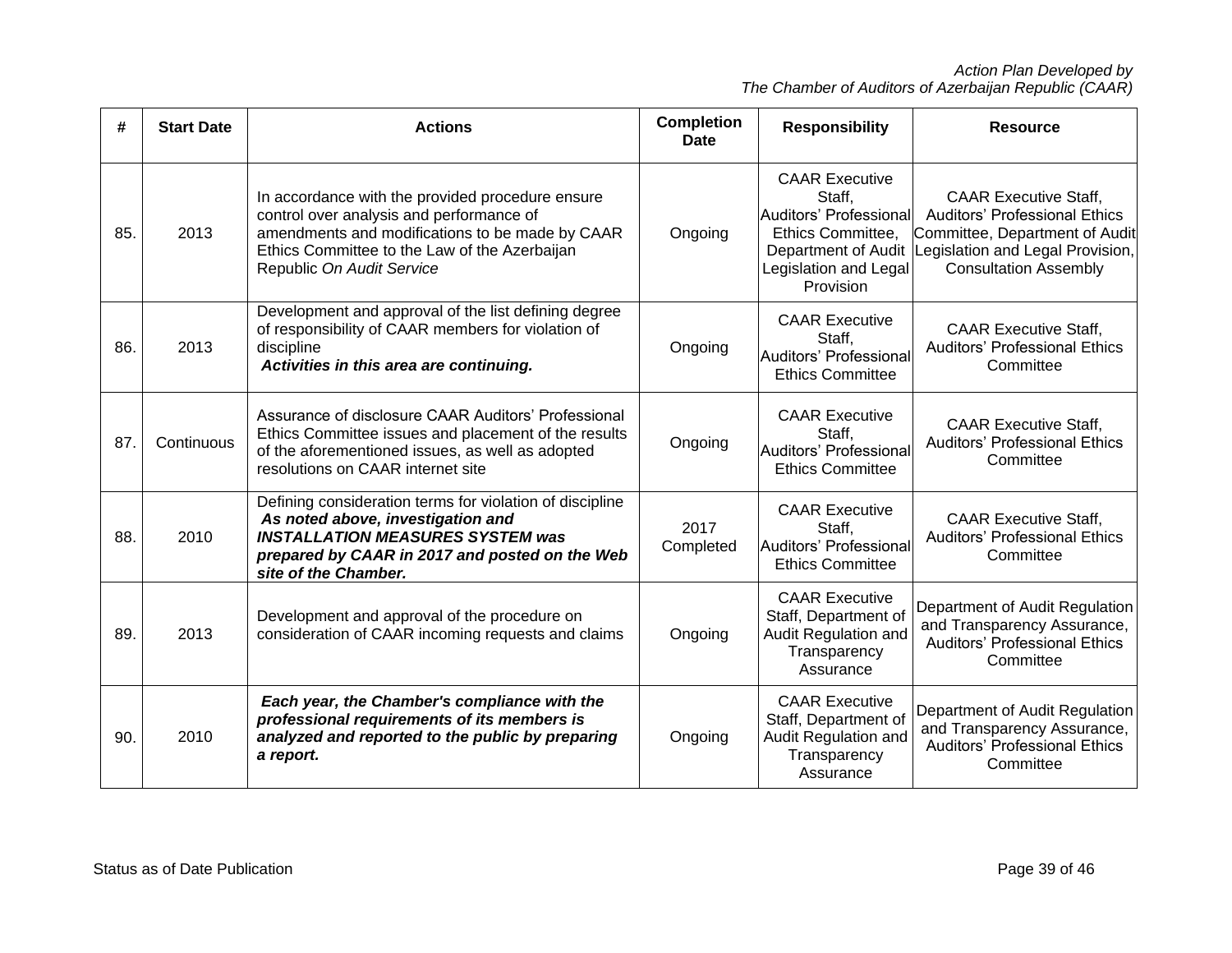| # | Start Date | Actions | Completion Date | Responsibility | Resource |
|---|---|---|---|---|---|
| 85. | 2013 | In accordance with the provided procedure ensure control over analysis and performance of amendments and modifications to be made by CAAR Ethics Committee to the Law of the Azerbaijan Republic *On Audit Service* | Ongoing | CAAR Executive Staff, Auditors' Professional Ethics Committee, Department of Audit Legislation and Legal Provision | CAAR Executive Staff, Auditors' Professional Ethics Committee, Department of Audit Legislation and Legal Provision, Consultation Assembly |
| 86. | 2013 | Development and approval of the list defining degree of responsibility of CAAR members for violation of discipline ***Activities in this area are continuing.*** | Ongoing | CAAR Executive Staff, Auditors' Professional Ethics Committee | CAAR Executive Staff, Auditors' Professional Ethics Committee |
| 87. | Continuous | Assurance of disclosure CAAR Auditors' Professional Ethics Committee issues and placement of the results of the aforementioned issues, as well as adopted resolutions on CAAR internet site | Ongoing | CAAR Executive Staff, Auditors' Professional Ethics Committee | CAAR Executive Staff, Auditors' Professional Ethics Committee |
| 88. | 2010 | Defining consideration terms for violation of discipline ***As noted above, investigation and INSTALLATION MEASURES SYSTEM was prepared by CAAR in 2017 and posted on the Web site of the Chamber.*** | 2017 Completed | CAAR Executive Staff, Auditors' Professional Ethics Committee | CAAR Executive Staff, Auditors' Professional Ethics Committee |
| 89. | 2013 | Development and approval of the procedure on consideration of CAAR incoming requests and claims | Ongoing | CAAR Executive Staff, Department of Audit Regulation and Transparency Assurance | Department of Audit Regulation and Transparency Assurance, Auditors' Professional Ethics Committee |
| 90. | 2010 | ***Each year, the Chamber's compliance with the professional requirements of its members is analyzed and reported to the public by preparing a report.*** | Ongoing | CAAR Executive Staff, Department of Audit Regulation and Transparency Assurance | Department of Audit Regulation and Transparency Assurance, Auditors' Professional Ethics Committee |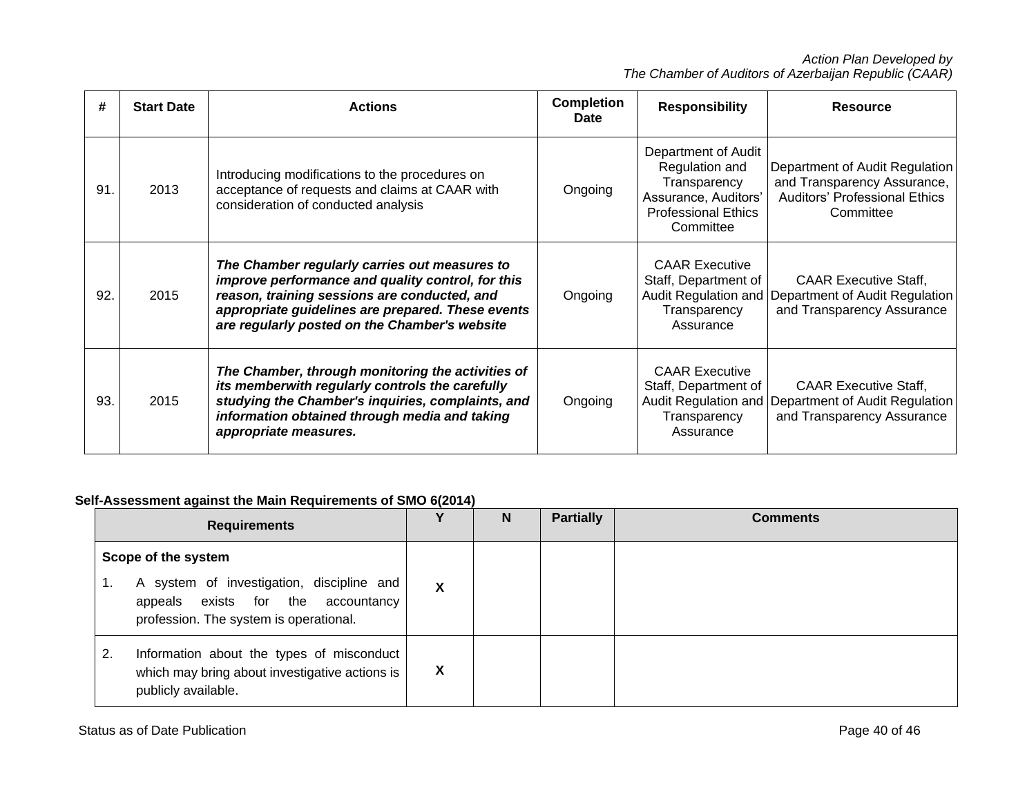| # | Start Date | Actions | Completion Date | Responsibility | Resource |
|---|---|---|---|---|---|
| 91. | 2013 | Introducing modifications to the procedures on acceptance of requests and claims at CAAR with consideration of conducted analysis | Ongoing | Department of Audit Regulation and Transparency Assurance, Auditors' Professional Ethics Committee | Department of Audit Regulation and Transparency Assurance, Auditors' Professional Ethics Committee |
| 92. | 2015 | ***The Chamber regularly carries out measures to improve performance and quality control, for this reason, training sessions are conducted, and appropriate guidelines are prepared. These events are regularly posted on the Chamber's website*** | Ongoing | CAAR Executive Staff, Department of Audit Regulation and Transparency Assurance | CAAR Executive Staff, Department of Audit Regulation and Transparency Assurance |
| 93. | 2015 | ***The Chamber, through monitoring the activities of its memberwith regularly controls the carefully studying the Chamber's inquiries, complaints, and information obtained through media and taking appropriate measures.*** | Ongoing | CAAR Executive Staff, Department of Audit Regulation and Transparency Assurance | CAAR Executive Staff, Department of Audit Regulation and Transparency Assurance |

**Self-Assessment against the Main Requirements of SMO 6(2014)**

| Requirements | Y | N | Partially | Comments |
|---|---|---|---|---|
| **Scope of the system** | | | | |
| 1. A system of investigation, discipline and appeals exists for the accountancy profession. The system is operational. | **X** | | | |
| 2. Information about the types of misconduct which may bring about investigative actions is publicly available. | **X** | | | |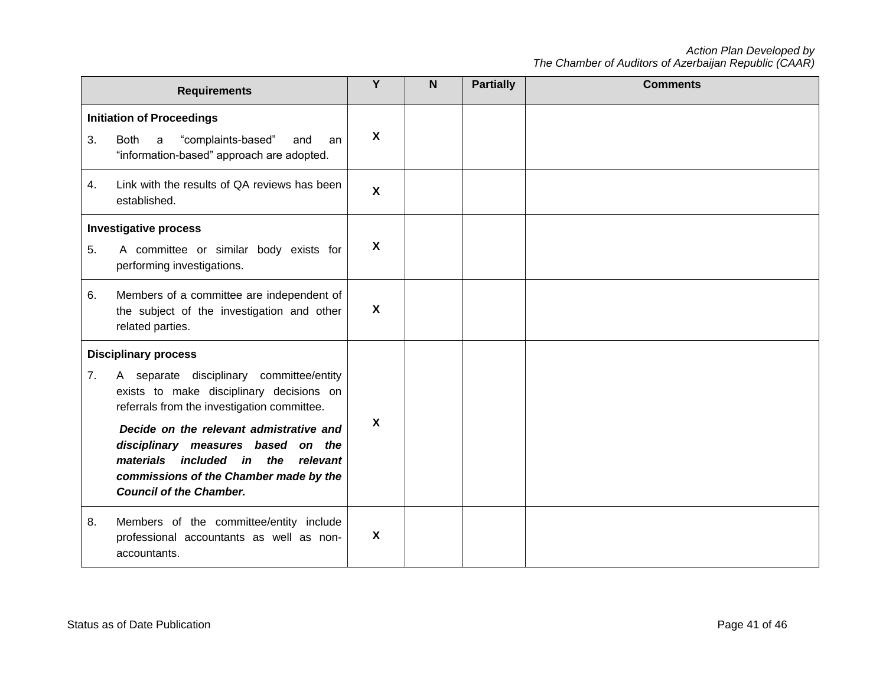| Requirements | Y | N | Partially | Comments |
|---|---|---|---|---|
| **Initiation of Proceedings**<br>3. Both a "complaints-based" and an "information-based" approach are adopted. | X | | | |
| 4. Link with the results of QA reviews has been established. | X | | | |
| **Investigative process**<br>5. A committee or similar body exists for performing investigations. | X | | | |
| 6. Members of a committee are independent of the subject of the investigation and other related parties. | X | | | |
| **Disciplinary process**<br>7. A separate disciplinary committee/entity exists to make disciplinary decisions on referrals from the investigation committee.<br>***Decide on the relevant admistrative and disciplinary measures based on the materials included in the relevant commissions of the Chamber made by the Council of the Chamber.*** | X | | | |
| 8. Members of the committee/entity include professional accountants as well as non-accountants. | X | | | |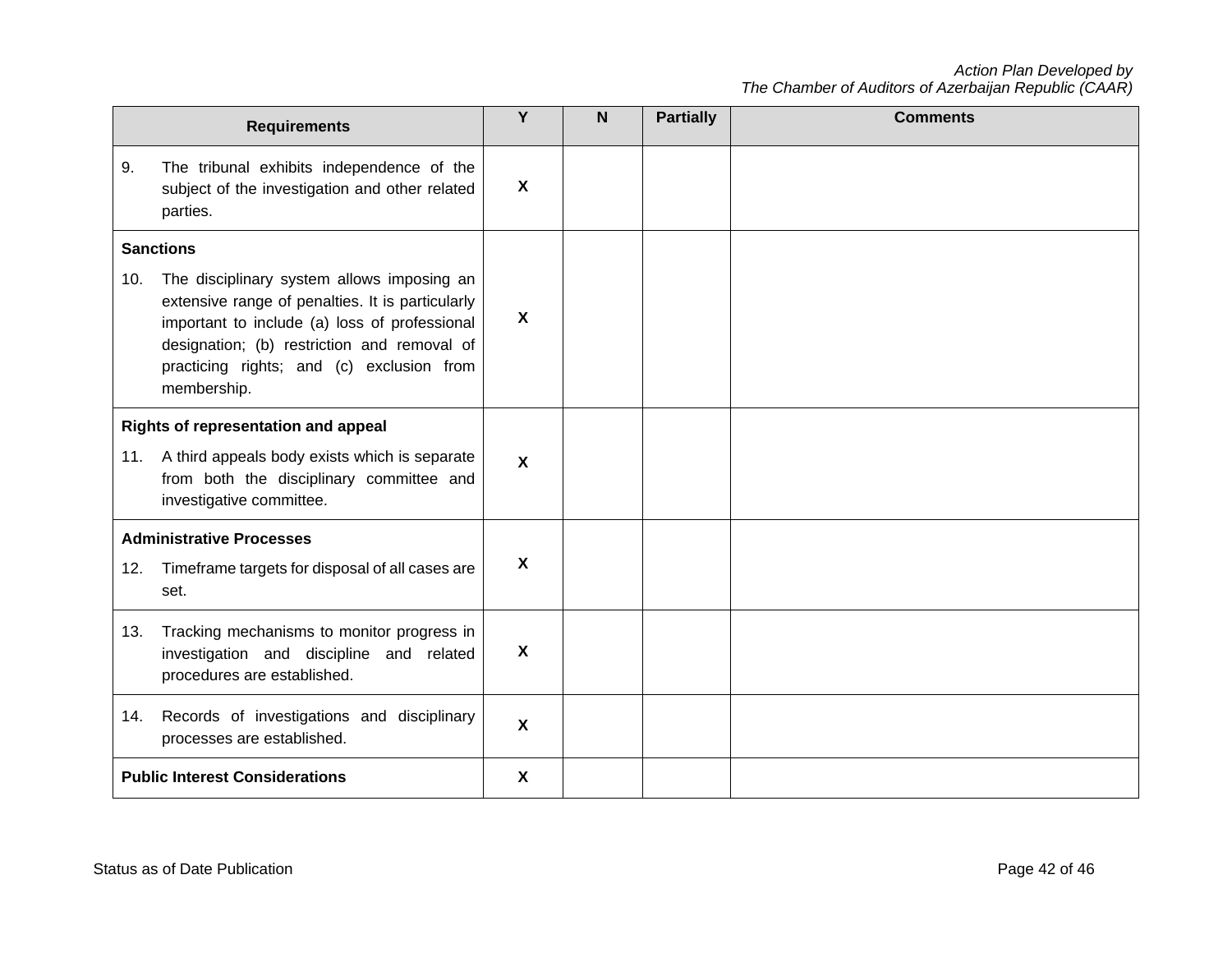| Requirements | Y | N | Partially | Comments |
|---|---|---|---|---|
| 9. The tribunal exhibits independence of the subject of the investigation and other related parties. | X | | | |
| **Sanctions**<br>10. The disciplinary system allows imposing an extensive range of penalties. It is particularly important to include (a) loss of professional designation; (b) restriction and removal of practicing rights; and (c) exclusion from membership. | X | | | |
| **Rights of representation and appeal**<br>11. A third appeals body exists which is separate from both the disciplinary committee and investigative committee. | X | | | |
| **Administrative Processes**<br>12. Timeframe targets for disposal of all cases are set. | X | | | |
| 13. Tracking mechanisms to monitor progress in investigation and discipline and related procedures are established. | X | | | |
| 14. Records of investigations and disciplinary processes are established. | X | | | |
| **Public Interest Considerations** | X | | | |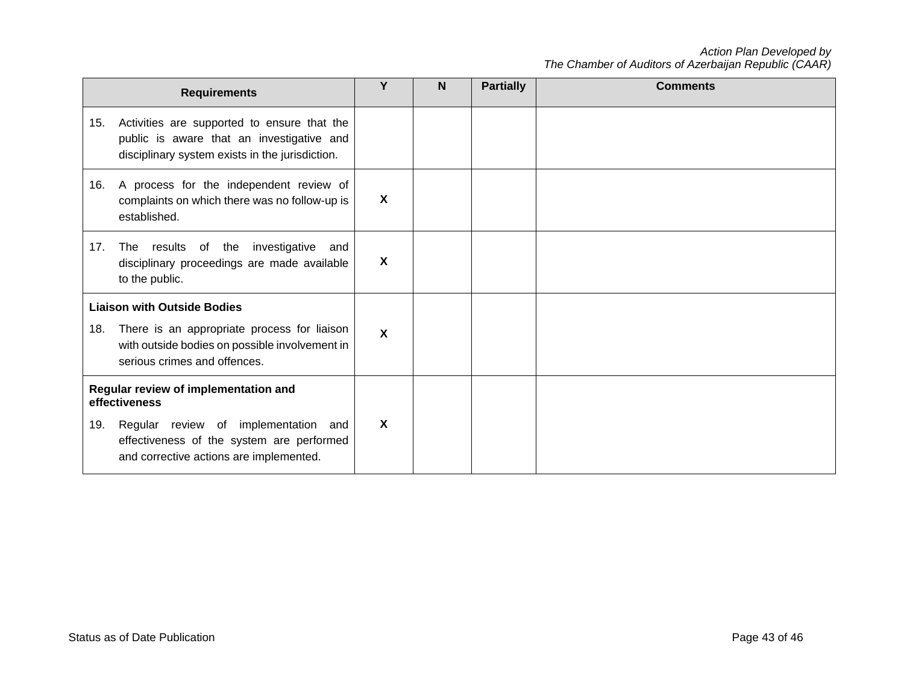| Requirements | Y | N | Partially | Comments |
|---|---|---|---|---|
| 15. Activities are supported to ensure that the public is aware that an investigative and disciplinary system exists in the jurisdiction. | | | | |
| 16. A process for the independent review of complaints on which there was no follow-up is established. | **X** | | | |
| 17. The results of the investigative and disciplinary proceedings are made available to the public. | **X** | | | |
| **Liaison with Outside Bodies**<br>18. There is an appropriate process for liaison with outside bodies on possible involvement in serious crimes and offences. | **X** | | | |
| **Regular review of implementation and effectiveness**<br>19. Regular review of implementation and effectiveness of the system are performed and corrective actions are implemented. | **X** | | | |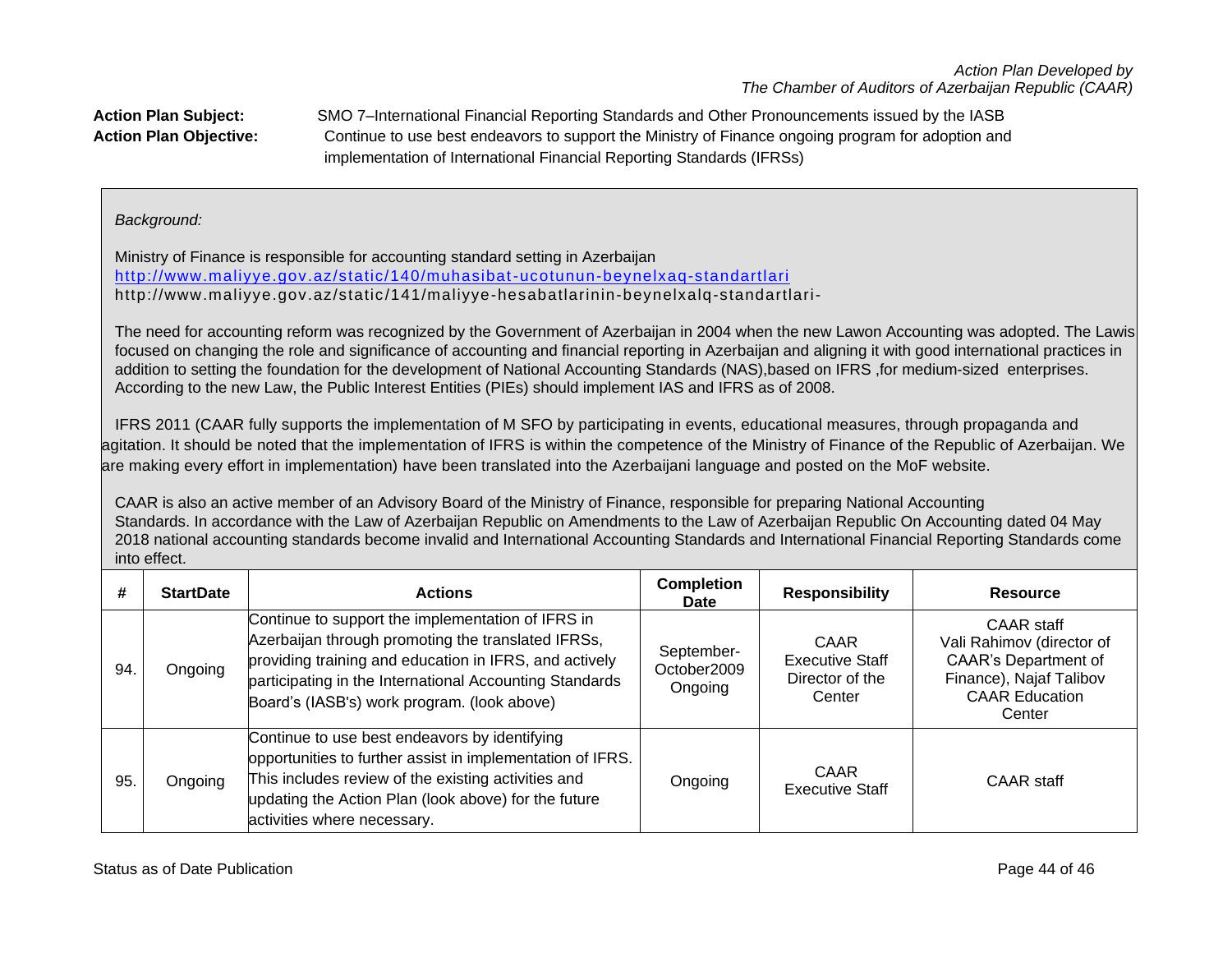*Action Plan Developed by*
*The Chamber of Auditors of Azerbaijan Republic (CAAR)*

**Action Plan Subject:** SMO 7–International Financial Reporting Standards and Other Pronouncements issued by the IASB

**Action Plan Objective:** Continue to use best endeavors to support the Ministry of Finance ongoing program for adoption and implementation of International Financial Reporting Standards (IFRSs)

*Background:*

Ministry of Finance is responsible for accounting standard setting in Azerbaijan
http://www.maliyye.gov.az/static/140/muhasibat-ucotunun-beynelxaq-standartlari
http://www.maliyye.gov.az/static/141/maliyye-hesabatlarinin-beynelxalq-standartlari-

The need for accounting reform was recognized by the Government of Azerbaijan in 2004 when the new Lawon Accounting was adopted. The Lawis focused on changing the role and significance of accounting and financial reporting in Azerbaijan and aligning it with good international practices in addition to setting the foundation for the development of National Accounting Standards (NAS),based on IFRS ,for medium-sized enterprises. According to the new Law, the Public Interest Entities (PIEs) should implement IAS and IFRS as of 2008.

IFRS 2011 (CAAR fully supports the implementation of M SFO by participating in events, educational measures, through propaganda and agitation. It should be noted that the implementation of IFRS is within the competence of the Ministry of Finance of the Republic of Azerbaijan. We are making every effort in implementation) have been translated into the Azerbaijani language and posted on the MoF website.

CAAR is also an active member of an Advisory Board of the Ministry of Finance, responsible for preparing National Accounting Standards. In accordance with the Law of Azerbaijan Republic on Amendments to the Law of Azerbaijan Republic On Accounting dated 04 May 2018 national accounting standards become invalid and International Accounting Standards and International Financial Reporting Standards come into effect.

| # | StartDate | Actions | Completion Date | Responsibility | Resource |
|---|---|---|---|---|---|
| 94. | Ongoing | Continue to support the implementation of IFRS in Azerbaijan through promoting the translated IFRSs, providing training and education in IFRS, and actively participating in the International Accounting Standards Board's (IASB's) work program. (look above) | September-October2009 Ongoing | CAAR Executive Staff Director of the Center | CAAR staff Vali Rahimov (director of CAAR's Department of Finance), Najaf Talibov CAAR Education Center |
| 95. | Ongoing | Continue to use best endeavors by identifying opportunities to further assist in implementation of IFRS. This includes review of the existing activities and updating the Action Plan (look above) for the future activities where necessary. | Ongoing | CAAR Executive Staff | CAAR staff |

Status as of Date Publication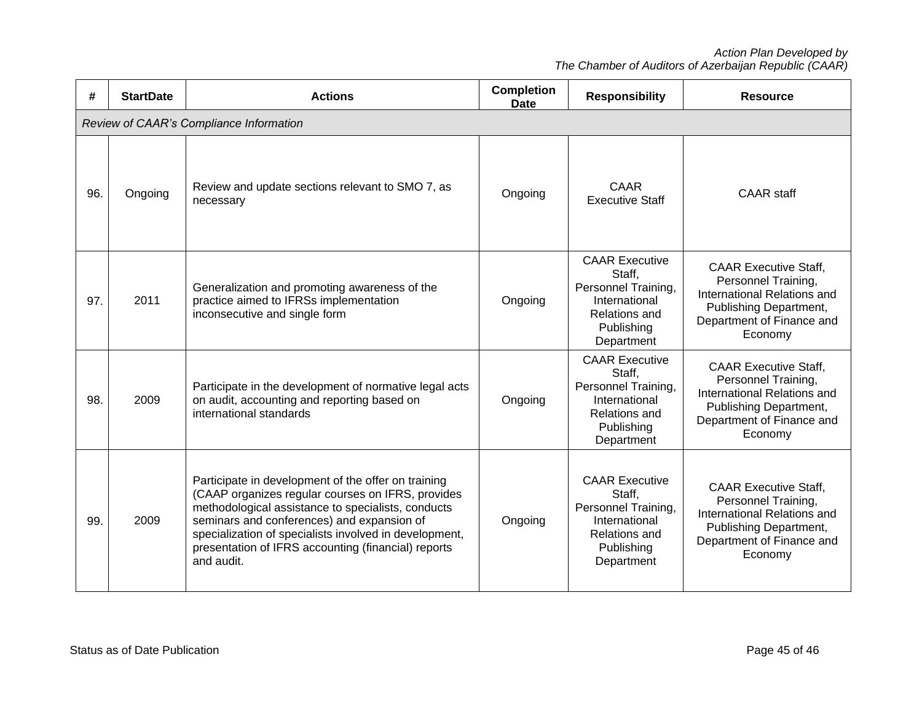| # | StartDate | Actions | Completion Date | Responsibility | Resource |
|---|---|---|---|---|---|
| *Review of CAAR's Compliance Information* | | | | | |
| 96. | Ongoing | Review and update sections relevant to SMO 7, as necessary | Ongoing | CAAR Executive Staff | CAAR staff |
| 97. | 2011 | Generalization and promoting awareness of the practice aimed to IFRSs implementation inconsecutive and single form | Ongoing | CAAR Executive Staff, Personnel Training, International Relations and Publishing Department | CAAR Executive Staff, Personnel Training, International Relations and Publishing Department, Department of Finance and Economy |
| 98. | 2009 | Participate in the development of normative legal acts on audit, accounting and reporting based on international standards | Ongoing | CAAR Executive Staff, Personnel Training, International Relations and Publishing Department | CAAR Executive Staff, Personnel Training, International Relations and Publishing Department, Department of Finance and Economy |
| 99. | 2009 | Participate in development of the offer on training (CAAP organizes regular courses on IFRS, provides methodological assistance to specialists, conducts seminars and conferences) and expansion of specialization of specialists involved in development, presentation of IFRS accounting (financial) reports and audit. | Ongoing | CAAR Executive Staff, Personnel Training, International Relations and Publishing Department | CAAR Executive Staff, Personnel Training, International Relations and Publishing Department, Department of Finance and Economy |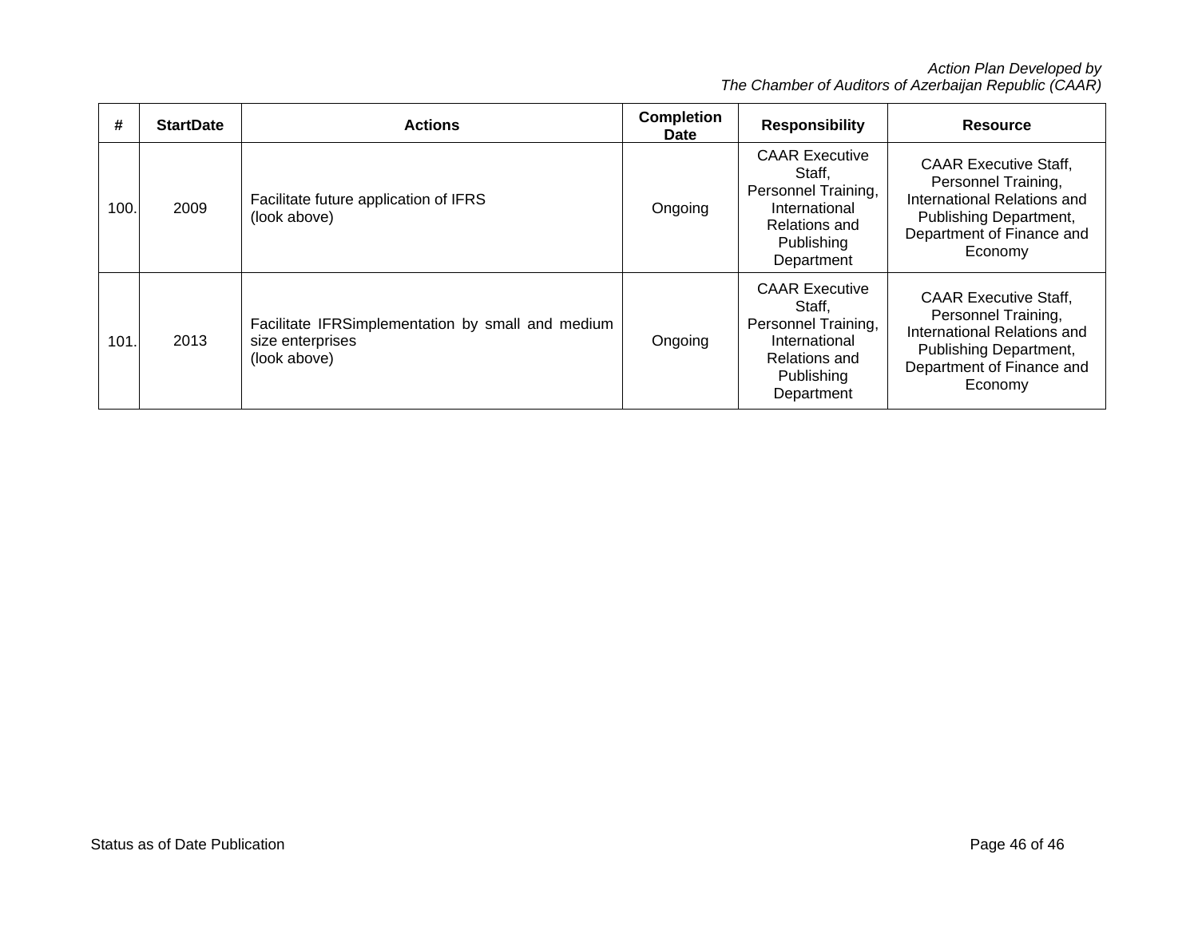| # | StartDate | Actions | Completion Date | Responsibility | Resource |
|---|---|---|---|---|---|
| 100. | 2009 | Facilitate future application of IFRS (look above) | Ongoing | CAAR Executive Staff, Personnel Training, International Relations and Publishing Department | CAAR Executive Staff, Personnel Training, International Relations and Publishing Department, Department of Finance and Economy |
| 101. | 2013 | Facilitate IFRSimplementation by small and medium size enterprises (look above) | Ongoing | CAAR Executive Staff, Personnel Training, International Relations and Publishing Department | CAAR Executive Staff, Personnel Training, International Relations and Publishing Department, Department of Finance and Economy |